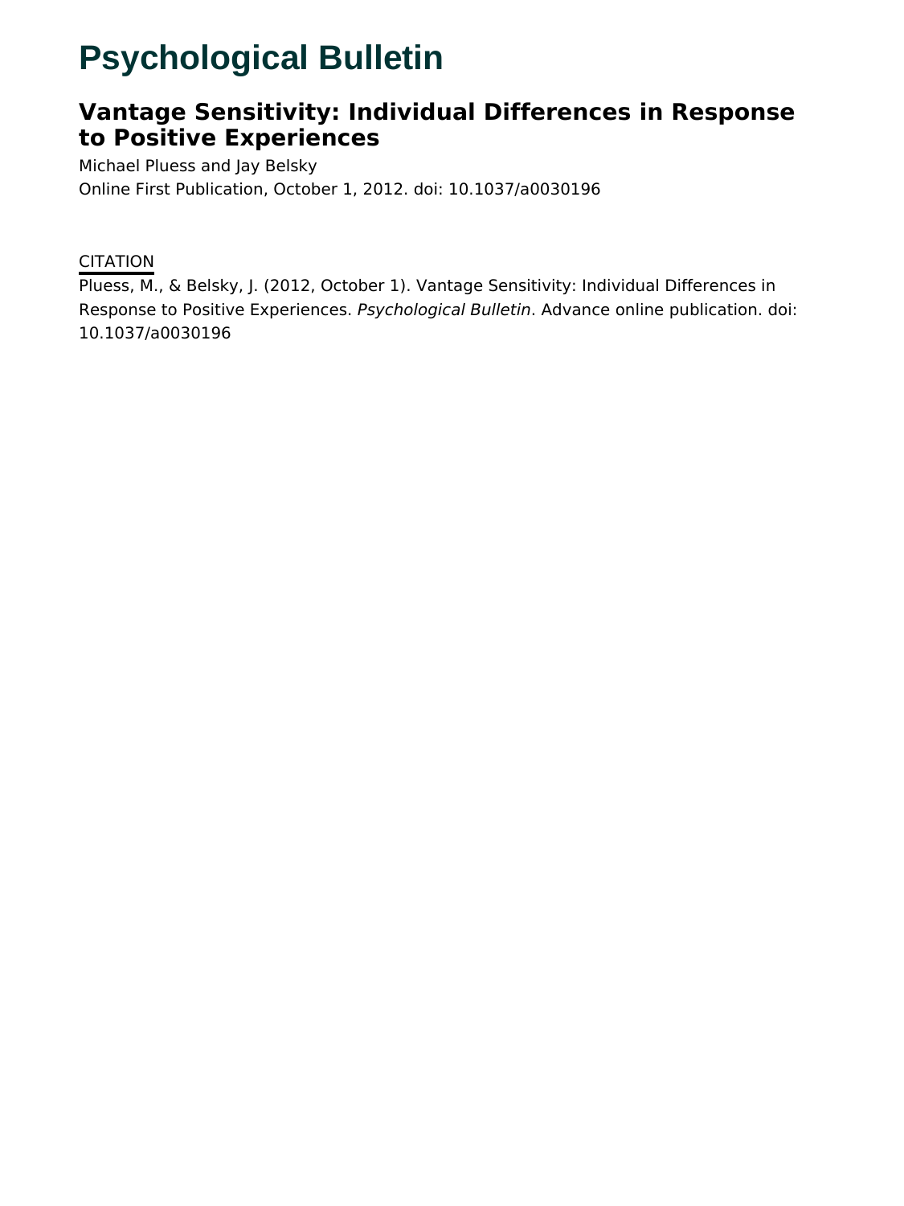# Psychological Bulletin

## Vantage Sensitivity: Individual Differences in Response to Positive Experiences

Michael Pluess and Jay Belsky

Online First Publication, October 1, 2012. doi: 10.1037/a0030196

CITATION

Pluess, M., & Belsky, J. (2012, October 1). Vantage Sensitivity: Individual Differences in Response to Positive Experiences. *Psychological Bulletin*. Advance online publication. doi: 10.1037/a0030196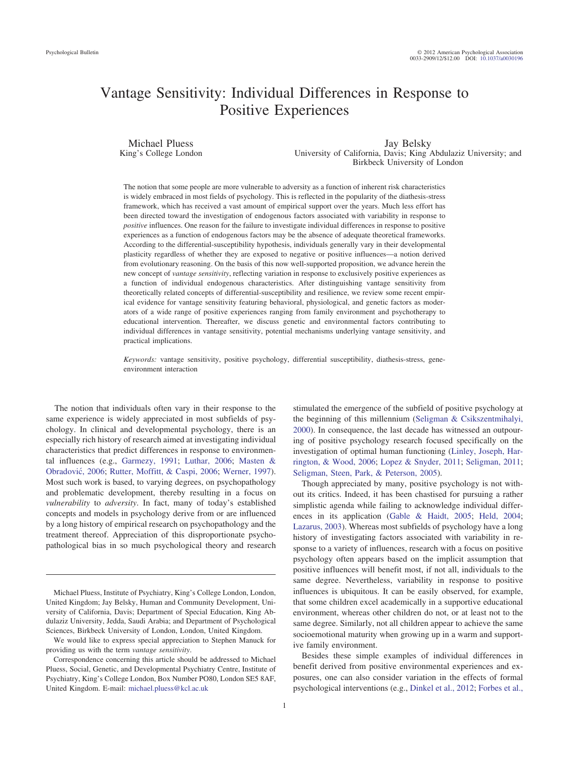# Vantage Sensitivity: Individual Differences in Response to Positive Experiences

Michael Pluess
King's College London

Jay Belsky
University of California, Davis; King Abdulaziz University; and Birkbeck University of London

The notion that some people are more vulnerable to adversity as a function of inherent risk characteristics is widely embraced in most fields of psychology. This is reflected in the popularity of the diathesis-stress framework, which has received a vast amount of empirical support over the years. Much less effort has been directed toward the investigation of endogenous factors associated with variability in response to *positive* influences. One reason for the failure to investigate individual differences in response to positive experiences as a function of endogenous factors may be the absence of adequate theoretical frameworks. According to the differential-susceptibility hypothesis, individuals generally vary in their developmental plasticity regardless of whether they are exposed to negative or positive influences—a notion derived from evolutionary reasoning. On the basis of this now well-supported proposition, we advance herein the new concept of *vantage sensitivity*, reflecting variation in response to exclusively positive experiences as a function of individual endogenous characteristics. After distinguishing vantage sensitivity from theoretically related concepts of differential-susceptibility and resilience, we review some recent empirical evidence for vantage sensitivity featuring behavioral, physiological, and genetic factors as moderators of a wide range of positive experiences ranging from family environment and psychotherapy to educational intervention. Thereafter, we discuss genetic and environmental factors contributing to individual differences in vantage sensitivity, potential mechanisms underlying vantage sensitivity, and practical implications.

*Keywords:* vantage sensitivity, positive psychology, differential susceptibility, diathesis-stress, gene-environment interaction

The notion that individuals often vary in their response to the same experience is widely appreciated in most subfields of psychology. In clinical and developmental psychology, there is an especially rich history of research aimed at investigating individual characteristics that predict differences in response to environmental influences (e.g., Garmezy, 1991; Luthar, 2006; Masten & Obradović, 2006; Rutter, Moffitt, & Caspi, 2006; Werner, 1997). Most such work is based, to varying degrees, on psychopathology and problematic development, thereby resulting in a focus on *vulnerability* to *adversity*. In fact, many of today's established concepts and models in psychology derive from or are influenced by a long history of empirical research on psychopathology and the treatment thereof. Appreciation of this disproportionate psychopathological bias in so much psychological theory and research stimulated the emergence of the subfield of positive psychology at the beginning of this millennium (Seligman & Csikszentmihalyi, 2000). In consequence, the last decade has witnessed an outpouring of positive psychology research focused specifically on the investigation of optimal human functioning (Linley, Joseph, Harrington, & Wood, 2006; Lopez & Snyder, 2011; Seligman, 2011; Seligman, Steen, Park, & Peterson, 2005).

Though appreciated by many, positive psychology is not without its critics. Indeed, it has been chastised for pursuing a rather simplistic agenda while failing to acknowledge individual differences in its application (Gable & Haidt, 2005; Held, 2004; Lazarus, 2003). Whereas most subfields of psychology have a long history of investigating factors associated with variability in response to a variety of influences, research with a focus on positive psychology often appears based on the implicit assumption that positive influences will benefit most, if not all, individuals to the same degree. Nevertheless, variability in response to positive influences is ubiquitous. It can be easily observed, for example, that some children excel academically in a supportive educational environment, whereas other children do not, or at least not to the same degree. Similarly, not all children appear to achieve the same socioemotional maturity when growing up in a warm and supportive family environment.

Besides these simple examples of individual differences in benefit derived from positive environmental experiences and exposures, one can also consider variation in the effects of formal psychological interventions (e.g., Dinkel et al., 2012; Forbes et al.,

---

Michael Pluess, Institute of Psychiatry, King's College London, London, United Kingdom; Jay Belsky, Human and Community Development, University of California, Davis; Department of Special Education, King Abdulaziz University, Jedda, Saudi Arabia; and Department of Psychological Sciences, Birkbeck University of London, London, United Kingdom.

We would like to express special appreciation to Stephen Manuck for providing us with the term *vantage sensitivity*.

Correspondence concerning this article should be addressed to Michael Pluess, Social, Genetic, and Developmental Psychiatry Centre, Institute of Psychiatry, King's College London, Box Number PO80, London SE5 8AF, United Kingdom. E-mail: michael.pluess@kcl.ac.uk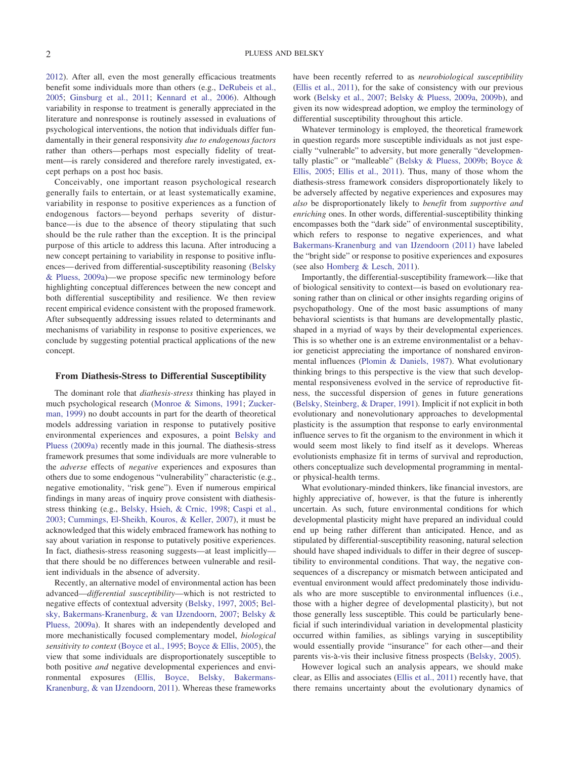2012). After all, even the most generally efficacious treatments benefit some individuals more than others (e.g., DeRubeis et al., 2005; Ginsburg et al., 2011; Kennard et al., 2006). Although variability in response to treatment is generally appreciated in the literature and nonresponse is routinely assessed in evaluations of psychological interventions, the notion that individuals differ fundamentally in their general responsivity *due to endogenous factors* rather than others—perhaps most especially fidelity of treatment—is rarely considered and therefore rarely investigated, except perhaps on a post hoc basis.

Conceivably, one important reason psychological research generally fails to entertain, or at least systematically examine, variability in response to positive experiences as a function of endogenous factors—beyond perhaps severity of disturbance—is due to the absence of theory stipulating that such should be the rule rather than the exception. It is the principal purpose of this article to address this lacuna. After introducing a new concept pertaining to variability in response to positive influences—derived from differential-susceptibility reasoning (Belsky & Pluess, 2009a)—we propose specific new terminology before highlighting conceptual differences between the new concept and both differential susceptibility and resilience. We then review recent empirical evidence consistent with the proposed framework. After subsequently addressing issues related to determinants and mechanisms of variability in response to positive experiences, we conclude by suggesting potential practical applications of the new concept.

## From Diathesis-Stress to Differential Susceptibility

The dominant role that *diathesis-stress* thinking has played in much psychological research (Monroe & Simons, 1991; Zuckerman, 1999) no doubt accounts in part for the dearth of theoretical models addressing variation in response to putatively positive environmental experiences and exposures, a point Belsky and Pluess (2009a) recently made in this journal. The diathesis-stress framework presumes that some individuals are more vulnerable to the *adverse* effects of *negative* experiences and exposures than others due to some endogenous "vulnerability" characteristic (e.g., negative emotionality, "risk gene"). Even if numerous empirical findings in many areas of inquiry prove consistent with diathesis-stress thinking (e.g., Belsky, Hsieh, & Crnic, 1998; Caspi et al., 2003; Cummings, El-Sheikh, Kouros, & Keller, 2007), it must be acknowledged that this widely embraced framework has nothing to say about variation in response to putatively positive experiences. In fact, diathesis-stress reasoning suggests—at least implicitly—that there should be no differences between vulnerable and resilient individuals in the absence of adversity.

Recently, an alternative model of environmental action has been advanced—*differential susceptibility*—which is not restricted to negative effects of contextual adversity (Belsky, 1997, 2005; Belsky, Bakermans-Kranenburg, & van IJzendoorn, 2007; Belsky & Pluess, 2009a). It shares with an independently developed and more mechanistically focused complementary model, *biological sensitivity to context* (Boyce et al., 1995; Boyce & Ellis, 2005), the view that some individuals are disproportionately susceptible to both positive *and* negative developmental experiences and environmental exposures (Ellis, Boyce, Belsky, Bakermans-Kranenburg, & van IJzendoorn, 2011). Whereas these frameworks have been recently referred to as *neurobiological susceptibility* (Ellis et al., 2011), for the sake of consistency with our previous work (Belsky et al., 2007; Belsky & Pluess, 2009a, 2009b), and given its now widespread adoption, we employ the terminology of differential susceptibility throughout this article.

Whatever terminology is employed, the theoretical framework in question regards more susceptible individuals as not just especially "vulnerable" to adversity, but more generally "developmentally plastic" or "malleable" (Belsky & Pluess, 2009b; Boyce & Ellis, 2005; Ellis et al., 2011). Thus, many of those whom the diathesis-stress framework considers disproportionately likely to be adversely affected by negative experiences and exposures may *also* be disproportionately likely to *benefit* from *supportive and enriching* ones. In other words, differential-susceptibility thinking encompasses both the "dark side" of environmental susceptibility, which refers to response to negative experiences, and what Bakermans-Kranenburg and van IJzendoorn (2011) have labeled the "bright side" or response to positive experiences and exposures (see also Homberg & Lesch, 2011).

Importantly, the differential-susceptibility framework—like that of biological sensitivity to context—is based on evolutionary reasoning rather than on clinical or other insights regarding origins of psychopathology. One of the most basic assumptions of many behavioral scientists is that humans are developmentally plastic, shaped in a myriad of ways by their developmental experiences. This is so whether one is an extreme environmentalist or a behavior geneticist appreciating the importance of nonshared environmental influences (Plomin & Daniels, 1987). What evolutionary thinking brings to this perspective is the view that such developmental responsiveness evolved in the service of reproductive fitness, the successful dispersion of genes in future generations (Belsky, Steinberg, & Draper, 1991). Implicit if not explicit in both evolutionary and nonevolutionary approaches to developmental plasticity is the assumption that response to early environmental influence serves to fit the organism to the environment in which it would seem most likely to find itself as it develops. Whereas evolutionists emphasize fit in terms of survival and reproduction, others conceptualize such developmental programming in mental- or physical-health terms.

What evolutionary-minded thinkers, like financial investors, are highly appreciative of, however, is that the future is inherently uncertain. As such, future environmental conditions for which developmental plasticity might have prepared an individual could end up being rather different than anticipated. Hence, and as stipulated by differential-susceptibility reasoning, natural selection should have shaped individuals to differ in their degree of susceptibility to environmental conditions. That way, the negative consequences of a discrepancy or mismatch between anticipated and eventual environment would affect predominately those individuals who are more susceptible to environmental influences (i.e., those with a higher degree of developmental plasticity), but not those generally less susceptible. This could be particularly beneficial if such interindividual variation in developmental plasticity occurred within families, as siblings varying in susceptibility would essentially provide "insurance" for each other—and their parents vis-à-vis their inclusive fitness prospects (Belsky, 2005).

However logical such an analysis appears, we should make clear, as Ellis and associates (Ellis et al., 2011) recently have, that there remains uncertainty about the evolutionary dynamics of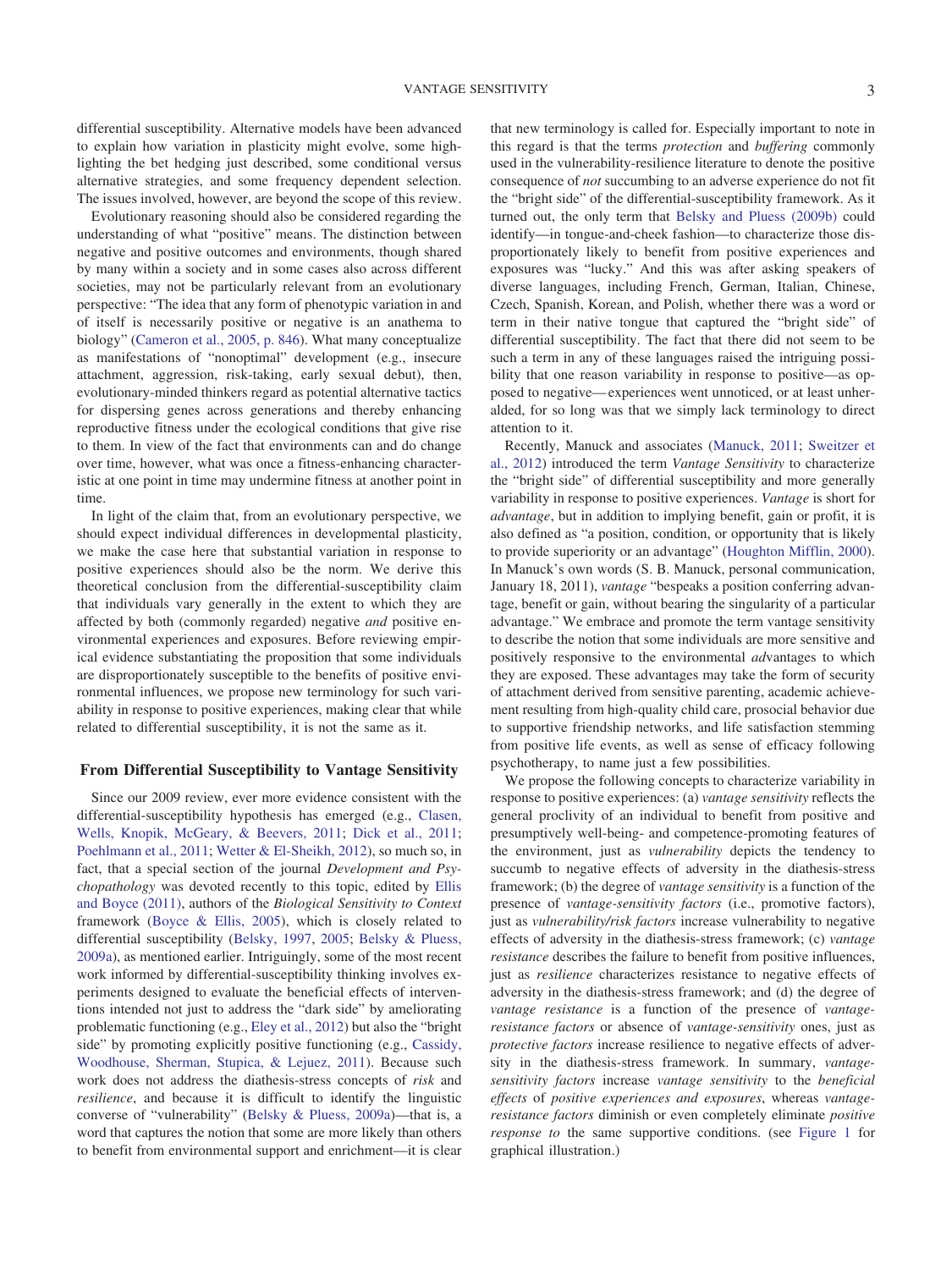differential susceptibility. Alternative models have been advanced to explain how variation in plasticity might evolve, some highlighting the bet hedging just described, some conditional versus alternative strategies, and some frequency dependent selection. The issues involved, however, are beyond the scope of this review.

Evolutionary reasoning should also be considered regarding the understanding of what "positive" means. The distinction between negative and positive outcomes and environments, though shared by many within a society and in some cases also across different societies, may not be particularly relevant from an evolutionary perspective: "The idea that any form of phenotypic variation in and of itself is necessarily positive or negative is an anathema to biology" (Cameron et al., 2005, p. 846). What many conceptualize as manifestations of "nonoptimal" development (e.g., insecure attachment, aggression, risk-taking, early sexual debut), then, evolutionary-minded thinkers regard as potential alternative tactics for dispersing genes across generations and thereby enhancing reproductive fitness under the ecological conditions that give rise to them. In view of the fact that environments can and do change over time, however, what was once a fitness-enhancing characteristic at one point in time may undermine fitness at another point in time.

In light of the claim that, from an evolutionary perspective, we should expect individual differences in developmental plasticity, we make the case here that substantial variation in response to positive experiences should also be the norm. We derive this theoretical conclusion from the differential-susceptibility claim that individuals vary generally in the extent to which they are affected by both (commonly regarded) negative *and* positive environmental experiences and exposures. Before reviewing empirical evidence substantiating the proposition that some individuals are disproportionately susceptible to the benefits of positive environmental influences, we propose new terminology for such variability in response to positive experiences, making clear that while related to differential susceptibility, it is not the same as it.

## From Differential Susceptibility to Vantage Sensitivity

Since our 2009 review, ever more evidence consistent with the differential-susceptibility hypothesis has emerged (e.g., Clasen, Wells, Knopik, McGeary, & Beevers, 2011; Dick et al., 2011; Poehlmann et al., 2011; Wetter & El-Sheikh, 2012), so much so, in fact, that a special section of the journal *Development and Psychopathology* was devoted recently to this topic, edited by Ellis and Boyce (2011), authors of the *Biological Sensitivity to Context* framework (Boyce & Ellis, 2005), which is closely related to differential susceptibility (Belsky, 1997, 2005; Belsky & Pluess, 2009a), as mentioned earlier. Intriguingly, some of the most recent work informed by differential-susceptibility thinking involves experiments designed to evaluate the beneficial effects of interventions intended not just to address the "dark side" by ameliorating problematic functioning (e.g., Eley et al., 2012) but also the "bright side" by promoting explicitly positive functioning (e.g., Cassidy, Woodhouse, Sherman, Stupica, & Lejuez, 2011). Because such work does not address the diathesis-stress concepts of *risk* and *resilience*, and because it is difficult to identify the linguistic converse of "vulnerability" (Belsky & Pluess, 2009a)—that is, a word that captures the notion that some are more likely than others to benefit from environmental support and enrichment—it is clear that new terminology is called for. Especially important to note in this regard is that the terms *protection* and *buffering* commonly used in the vulnerability-resilience literature to denote the positive consequence of *not* succumbing to an adverse experience do not fit the "bright side" of the differential-susceptibility framework. As it turned out, the only term that Belsky and Pluess (2009b) could identify—in tongue-and-cheek fashion—to characterize those disproportionately likely to benefit from positive experiences and exposures was "lucky." And this was after asking speakers of diverse languages, including French, German, Italian, Chinese, Czech, Spanish, Korean, and Polish, whether there was a word or term in their native tongue that captured the "bright side" of differential susceptibility. The fact that there did not seem to be such a term in any of these languages raised the intriguing possibility that one reason variability in response to positive—as opposed to negative—experiences went unnoticed, or at least unheralded, for so long was that we simply lack terminology to direct attention to it.

Recently, Manuck and associates (Manuck, 2011; Sweitzer et al., 2012) introduced the term *Vantage Sensitivity* to characterize the "bright side" of differential susceptibility and more generally variability in response to positive experiences. *Vantage* is short for *advantage*, but in addition to implying benefit, gain or profit, it is also defined as "a position, condition, or opportunity that is likely to provide superiority or an advantage" (Houghton Mifflin, 2000). In Manuck's own words (S. B. Manuck, personal communication, January 18, 2011), *vantage* "bespeaks a position conferring advantage, benefit or gain, without bearing the singularity of a particular advantage." We embrace and promote the term vantage sensitivity to describe the notion that some individuals are more sensitive and positively responsive to the environmental *ad*vantages to which they are exposed. These advantages may take the form of security of attachment derived from sensitive parenting, academic achievement resulting from high-quality child care, prosocial behavior due to supportive friendship networks, and life satisfaction stemming from positive life events, as well as sense of efficacy following psychotherapy, to name just a few possibilities.

We propose the following concepts to characterize variability in response to positive experiences: (a) *vantage sensitivity* reflects the general proclivity of an individual to benefit from positive and presumptively well-being- and competence-promoting features of the environment, just as *vulnerability* depicts the tendency to succumb to negative effects of adversity in the diathesis-stress framework; (b) the degree of *vantage sensitivity* is a function of the presence of *vantage-sensitivity factors* (i.e., promotive factors), just as *vulnerability/risk factors* increase vulnerability to negative effects of adversity in the diathesis-stress framework; (c) *vantage resistance* describes the failure to benefit from positive influences, just as *resilience* characterizes resistance to negative effects of adversity in the diathesis-stress framework; and (d) the degree of *vantage resistance* is a function of the presence of *vantage-resistance factors* or absence of *vantage-sensitivity* ones, just as *protective factors* increase resilience to negative effects of adversity in the diathesis-stress framework. In summary, *vantage-sensitivity factors* increase *vantage sensitivity* to the *beneficial effects* of *positive experiences and exposures*, whereas *vantage-resistance factors* diminish or even completely eliminate *positive response to* the same supportive conditions. (see Figure 1 for graphical illustration.)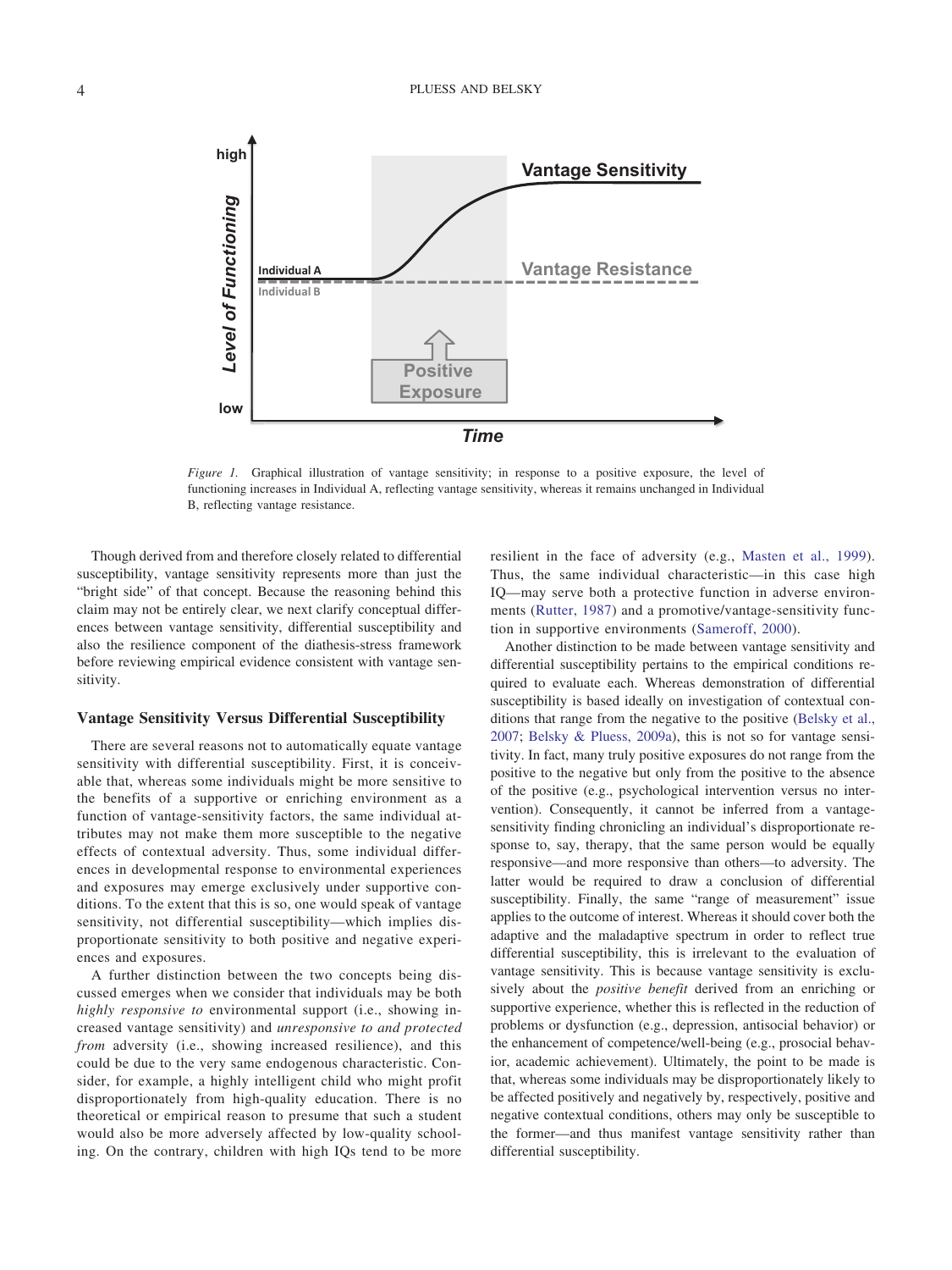high

Level of Functioning

Vantage Sensitivity

Individual A

Individual B

Vantage Resistance

Positive Exposure

low

Time

*Figure 1.* Graphical illustration of vantage sensitivity; in response to a positive exposure, the level of functioning increases in Individual A, reflecting vantage sensitivity, whereas it remains unchanged in Individual B, reflecting vantage resistance.

Though derived from and therefore closely related to differential susceptibility, vantage sensitivity represents more than just the "bright side" of that concept. Because the reasoning behind this claim may not be entirely clear, we next clarify conceptual differences between vantage sensitivity, differential susceptibility and also the resilience component of the diathesis-stress framework before reviewing empirical evidence consistent with vantage sensitivity.

### Vantage Sensitivity Versus Differential Susceptibility

There are several reasons not to automatically equate vantage sensitivity with differential susceptibility. First, it is conceivable that, whereas some individuals might be more sensitive to the benefits of a supportive or enriching environment as a function of vantage-sensitivity factors, the same individual attributes may not make them more susceptible to the negative effects of contextual adversity. Thus, some individual differences in developmental response to environmental experiences and exposures may emerge exclusively under supportive conditions. To the extent that this is so, one would speak of vantage sensitivity, not differential susceptibility—which implies disproportionate sensitivity to both positive and negative experiences and exposures.

A further distinction between the two concepts being discussed emerges when we consider that individuals may be both *highly responsive to* environmental support (i.e., showing increased vantage sensitivity) and *unresponsive to and protected from* adversity (i.e., showing increased resilience), and this could be due to the very same endogenous characteristic. Consider, for example, a highly intelligent child who might profit disproportionately from high-quality education. There is no theoretical or empirical reason to presume that such a student would also be more adversely affected by low-quality schooling. On the contrary, children with high IQs tend to be more resilient in the face of adversity (e.g., Masten et al., 1999). Thus, the same individual characteristic—in this case high IQ—may serve both a protective function in adverse environments (Rutter, 1987) and a promotive/vantage-sensitivity function in supportive environments (Sameroff, 2000).

Another distinction to be made between vantage sensitivity and differential susceptibility pertains to the empirical conditions required to evaluate each. Whereas demonstration of differential susceptibility is based ideally on investigation of contextual conditions that range from the negative to the positive (Belsky et al., 2007; Belsky & Pluess, 2009a), this is not so for vantage sensitivity. In fact, many truly positive exposures do not range from the positive to the negative but only from the positive to the absence of the positive (e.g., psychological intervention versus no intervention). Consequently, it cannot be inferred from a vantage-sensitivity finding chronicling an individual's disproportionate response to, say, therapy, that the same person would be equally responsive—and more responsive than others—to adversity. The latter would be required to draw a conclusion of differential susceptibility. Finally, the same "range of measurement" issue applies to the outcome of interest. Whereas it should cover both the adaptive and the maladaptive spectrum in order to reflect true differential susceptibility, this is irrelevant to the evaluation of vantage sensitivity. This is because vantage sensitivity is exclusively about the *positive benefit* derived from an enriching or supportive experience, whether this is reflected in the reduction of problems or dysfunction (e.g., depression, antisocial behavior) or the enhancement of competence/well-being (e.g., prosocial behavior, academic achievement). Ultimately, the point to be made is that, whereas some individuals may be disproportionately likely to be affected positively and negatively by, respectively, positive and negative contextual conditions, others may only be susceptible to the former—and thus manifest vantage sensitivity rather than differential susceptibility.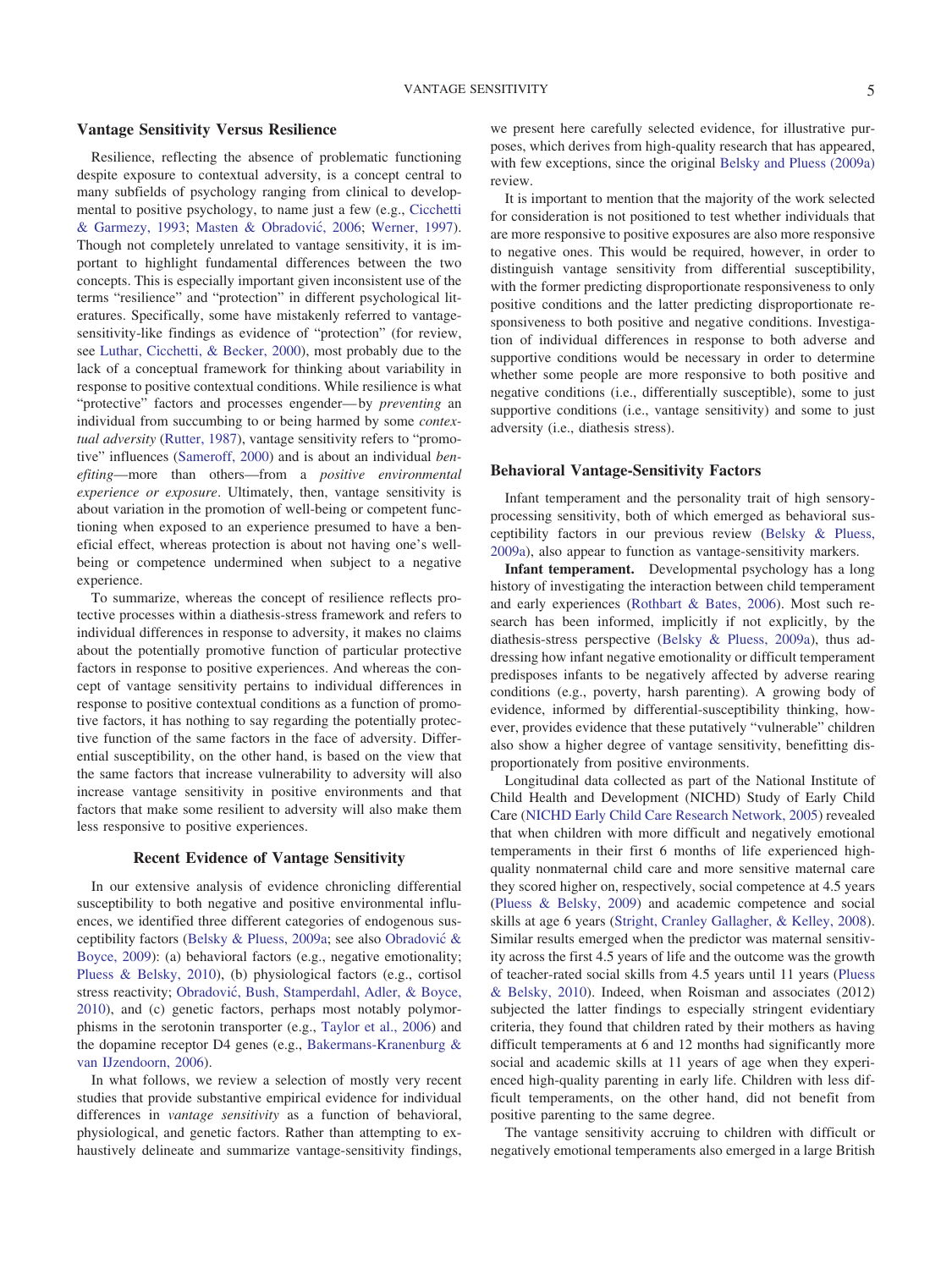### Vantage Sensitivity Versus Resilience

Resilience, reflecting the absence of problematic functioning despite exposure to contextual adversity, is a concept central to many subfields of psychology ranging from clinical to developmental to positive psychology, to name just a few (e.g., Cicchetti & Garmezy, 1993; Masten & Obradović, 2006; Werner, 1997). Though not completely unrelated to vantage sensitivity, it is important to highlight fundamental differences between the two concepts. This is especially important given inconsistent use of the terms "resilience" and "protection" in different psychological literatures. Specifically, some have mistakenly referred to vantage-sensitivity-like findings as evidence of "protection" (for review, see Luthar, Cicchetti, & Becker, 2000), most probably due to the lack of a conceptual framework for thinking about variability in response to positive contextual conditions. While resilience is what "protective" factors and processes engender—by *preventing* an individual from succumbing to or being harmed by some *contextual adversity* (Rutter, 1987), vantage sensitivity refers to "promotive" influences (Sameroff, 2000) and is about an individual *benefiting*—more than others—from a *positive environmental experience or exposure*. Ultimately, then, vantage sensitivity is about variation in the promotion of well-being or competent functioning when exposed to an experience presumed to have a beneficial effect, whereas protection is about not having one's well-being or competence undermined when subject to a negative experience.

To summarize, whereas the concept of resilience reflects protective processes within a diathesis-stress framework and refers to individual differences in response to adversity, it makes no claims about the potentially promotive function of particular protective factors in response to positive experiences. And whereas the concept of vantage sensitivity pertains to individual differences in response to positive contextual conditions as a function of promotive factors, it has nothing to say regarding the potentially protective function of the same factors in the face of adversity. Differential susceptibility, on the other hand, is based on the view that the same factors that increase vulnerability to adversity will also increase vantage sensitivity in positive environments and that factors that make some resilient to adversity will also make them less responsive to positive experiences.

## Recent Evidence of Vantage Sensitivity

In our extensive analysis of evidence chronicling differential susceptibility to both negative and positive environmental influences, we identified three different categories of endogenous susceptibility factors (Belsky & Pluess, 2009a; see also Obradović & Boyce, 2009): (a) behavioral factors (e.g., negative emotionality; Pluess & Belsky, 2010), (b) physiological factors (e.g., cortisol stress reactivity; Obradović, Bush, Stamperdahl, Adler, & Boyce, 2010), and (c) genetic factors, perhaps most notably polymorphisms in the serotonin transporter (e.g., Taylor et al., 2006) and the dopamine receptor D4 genes (e.g., Bakermans-Kranenburg & van IJzendoorn, 2006).

In what follows, we review a selection of mostly very recent studies that provide substantive empirical evidence for individual differences in *vantage sensitivity* as a function of behavioral, physiological, and genetic factors. Rather than attempting to exhaustively delineate and summarize vantage-sensitivity findings, we present here carefully selected evidence, for illustrative purposes, which derives from high-quality research that has appeared, with few exceptions, since the original Belsky and Pluess (2009a) review.

It is important to mention that the majority of the work selected for consideration is not positioned to test whether individuals that are more responsive to positive exposures are also more responsive to negative ones. This would be required, however, in order to distinguish vantage sensitivity from differential susceptibility, with the former predicting disproportionate responsiveness to only positive conditions and the latter predicting disproportionate responsiveness to both positive and negative conditions. Investigation of individual differences in response to both adverse and supportive conditions would be necessary in order to determine whether some people are more responsive to both positive and negative conditions (i.e., differentially susceptible), some to just supportive conditions (i.e., vantage sensitivity) and some to just adversity (i.e., diathesis stress).

### Behavioral Vantage-Sensitivity Factors

Infant temperament and the personality trait of high sensory-processing sensitivity, both of which emerged as behavioral susceptibility factors in our previous review (Belsky & Pluess, 2009a), also appear to function as vantage-sensitivity markers.

**Infant temperament.** Developmental psychology has a long history of investigating the interaction between child temperament and early experiences (Rothbart & Bates, 2006). Most such research has been informed, implicitly if not explicitly, by the diathesis-stress perspective (Belsky & Pluess, 2009a), thus addressing how infant negative emotionality or difficult temperament predisposes infants to be negatively affected by adverse rearing conditions (e.g., poverty, harsh parenting). A growing body of evidence, informed by differential-susceptibility thinking, however, provides evidence that these putatively "vulnerable" children also show a higher degree of vantage sensitivity, benefitting disproportionately from positive environments.

Longitudinal data collected as part of the National Institute of Child Health and Development (NICHD) Study of Early Child Care (NICHD Early Child Care Research Network, 2005) revealed that when children with more difficult and negatively emotional temperaments in their first 6 months of life experienced high-quality nonmaternal child care and more sensitive maternal care they scored higher on, respectively, social competence at 4.5 years (Pluess & Belsky, 2009) and academic competence and social skills at age 6 years (Stright, Cranley Gallagher, & Kelley, 2008). Similar results emerged when the predictor was maternal sensitivity across the first 4.5 years of life and the outcome was the growth of teacher-rated social skills from 4.5 years until 11 years (Pluess & Belsky, 2010). Indeed, when Roisman and associates (2012) subjected the latter findings to especially stringent evidentiary criteria, they found that children rated by their mothers as having difficult temperaments at 6 and 12 months had significantly more social and academic skills at 11 years of age when they experienced high-quality parenting in early life. Children with less difficult temperaments, on the other hand, did not benefit from positive parenting to the same degree.

The vantage sensitivity accruing to children with difficult or negatively emotional temperaments also emerged in a large British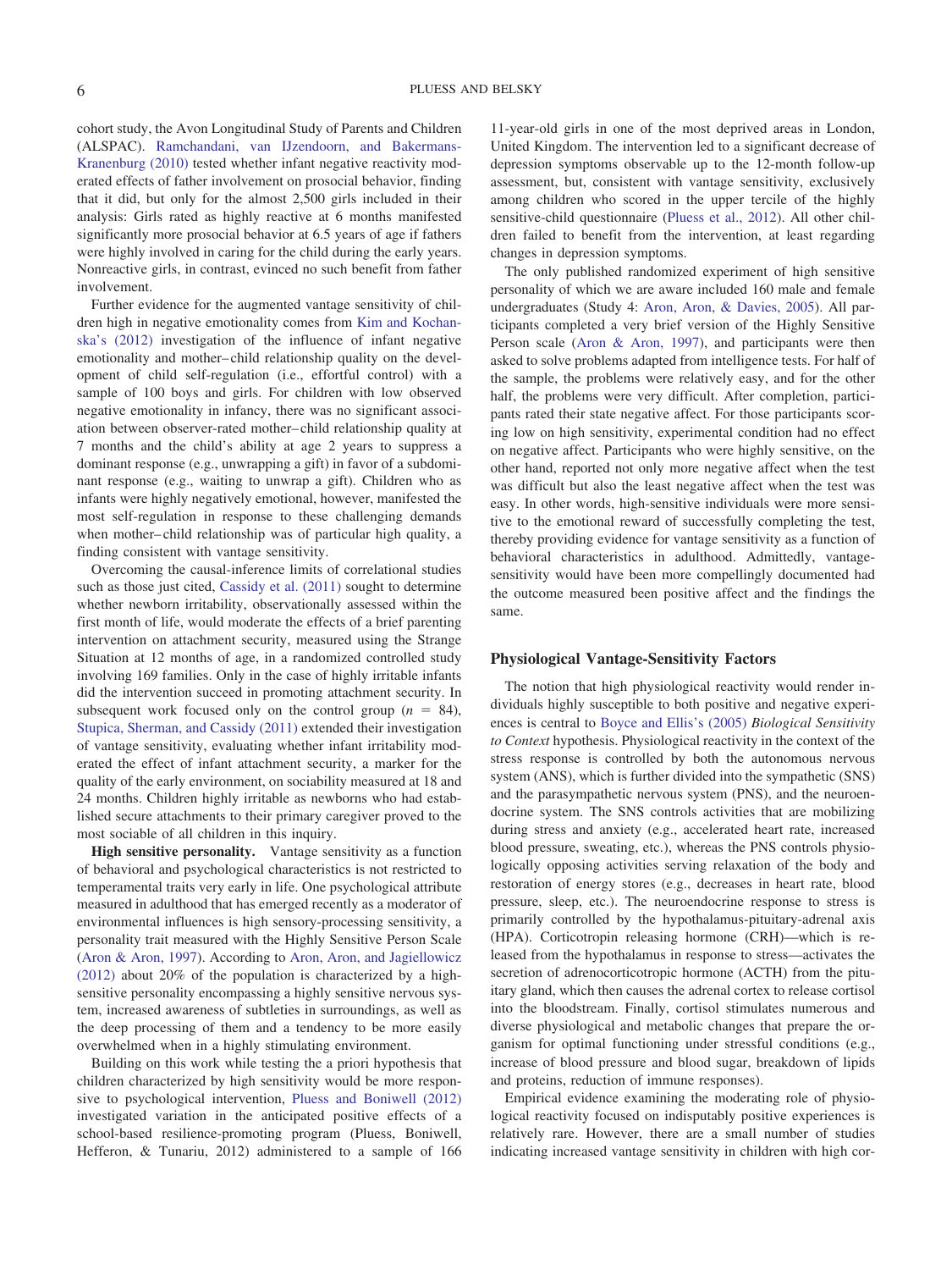cohort study, the Avon Longitudinal Study of Parents and Children (ALSPAC). Ramchandani, van IJzendoorn, and Bakermans-Kranenburg (2010) tested whether infant negative reactivity moderated effects of father involvement on prosocial behavior, finding that it did, but only for the almost 2,500 girls included in their analysis: Girls rated as highly reactive at 6 months manifested significantly more prosocial behavior at 6.5 years of age if fathers were highly involved in caring for the child during the early years. Nonreactive girls, in contrast, evinced no such benefit from father involvement.

Further evidence for the augmented vantage sensitivity of children high in negative emotionality comes from Kim and Kochanska's (2012) investigation of the influence of infant negative emotionality and mother–child relationship quality on the development of child self-regulation (i.e., effortful control) with a sample of 100 boys and girls. For children with low observed negative emotionality in infancy, there was no significant association between observer-rated mother–child relationship quality at 7 months and the child's ability at age 2 years to suppress a dominant response (e.g., unwrapping a gift) in favor of a subdominant response (e.g., waiting to unwrap a gift). Children who as infants were highly negatively emotional, however, manifested the most self-regulation in response to these challenging demands when mother–child relationship was of particular high quality, a finding consistent with vantage sensitivity.

Overcoming the causal-inference limits of correlational studies such as those just cited, Cassidy et al. (2011) sought to determine whether newborn irritability, observationally assessed within the first month of life, would moderate the effects of a brief parenting intervention on attachment security, measured using the Strange Situation at 12 months of age, in a randomized controlled study involving 169 families. Only in the case of highly irritable infants did the intervention succeed in promoting attachment security. In subsequent work focused only on the control group ($n = 84$), Stupica, Sherman, and Cassidy (2011) extended their investigation of vantage sensitivity, evaluating whether infant irritability moderated the effect of infant attachment security, a marker for the quality of the early environment, on sociability measured at 18 and 24 months. Children highly irritable as newborns who had established secure attachments to their primary caregiver proved to the most sociable of all children in this inquiry.

**High sensitive personality.** Vantage sensitivity as a function of behavioral and psychological characteristics is not restricted to temperamental traits very early in life. One psychological attribute measured in adulthood that has emerged recently as a moderator of environmental influences is high sensory-processing sensitivity, a personality trait measured with the Highly Sensitive Person Scale (Aron & Aron, 1997). According to Aron, Aron, and Jagiellowicz (2012) about 20% of the population is characterized by a high-sensitive personality encompassing a highly sensitive nervous system, increased awareness of subtleties in surroundings, as well as the deep processing of them and a tendency to be more easily overwhelmed when in a highly stimulating environment.

Building on this work while testing the a priori hypothesis that children characterized by high sensitivity would be more responsive to psychological intervention, Pluess and Boniwell (2012) investigated variation in the anticipated positive effects of a school-based resilience-promoting program (Pluess, Boniwell, Hefferon, & Tunariu, 2012) administered to a sample of 166 11-year-old girls in one of the most deprived areas in London, United Kingdom. The intervention led to a significant decrease of depression symptoms observable up to the 12-month follow-up assessment, but, consistent with vantage sensitivity, exclusively among children who scored in the upper tercile of the highly sensitive-child questionnaire (Pluess et al., 2012). All other children failed to benefit from the intervention, at least regarding changes in depression symptoms.

The only published randomized experiment of high sensitive personality of which we are aware included 160 male and female undergraduates (Study 4: Aron, Aron, & Davies, 2005). All participants completed a very brief version of the Highly Sensitive Person scale (Aron & Aron, 1997), and participants were then asked to solve problems adapted from intelligence tests. For half of the sample, the problems were relatively easy, and for the other half, the problems were very difficult. After completion, participants rated their state negative affect. For those participants scoring low on high sensitivity, experimental condition had no effect on negative affect. Participants who were highly sensitive, on the other hand, reported not only more negative affect when the test was difficult but also the least negative affect when the test was easy. In other words, high-sensitive individuals were more sensitive to the emotional reward of successfully completing the test, thereby providing evidence for vantage sensitivity as a function of behavioral characteristics in adulthood. Admittedly, vantage-sensitivity would have been more compellingly documented had the outcome measured been positive affect and the findings the same.

## Physiological Vantage-Sensitivity Factors

The notion that high physiological reactivity would render individuals highly susceptible to both positive and negative experiences is central to Boyce and Ellis's (2005) *Biological Sensitivity to Context* hypothesis. Physiological reactivity in the context of the stress response is controlled by both the autonomous nervous system (ANS), which is further divided into the sympathetic (SNS) and the parasympathetic nervous system (PNS), and the neuroendocrine system. The SNS controls activities that are mobilizing during stress and anxiety (e.g., accelerated heart rate, increased blood pressure, sweating, etc.), whereas the PNS controls physiologically opposing activities serving relaxation of the body and restoration of energy stores (e.g., decreases in heart rate, blood pressure, sleep, etc.). The neuroendocrine response to stress is primarily controlled by the hypothalamus-pituitary-adrenal axis (HPA). Corticotropin releasing hormone (CRH)—which is released from the hypothalamus in response to stress—activates the secretion of adrenocorticotropic hormone (ACTH) from the pituitary gland, which then causes the adrenal cortex to release cortisol into the bloodstream. Finally, cortisol stimulates numerous and diverse physiological and metabolic changes that prepare the organism for optimal functioning under stressful conditions (e.g., increase of blood pressure and blood sugar, breakdown of lipids and proteins, reduction of immune responses).

Empirical evidence examining the moderating role of physiological reactivity focused on indisputably positive experiences is relatively rare. However, there are a small number of studies indicating increased vantage sensitivity in children with high cor-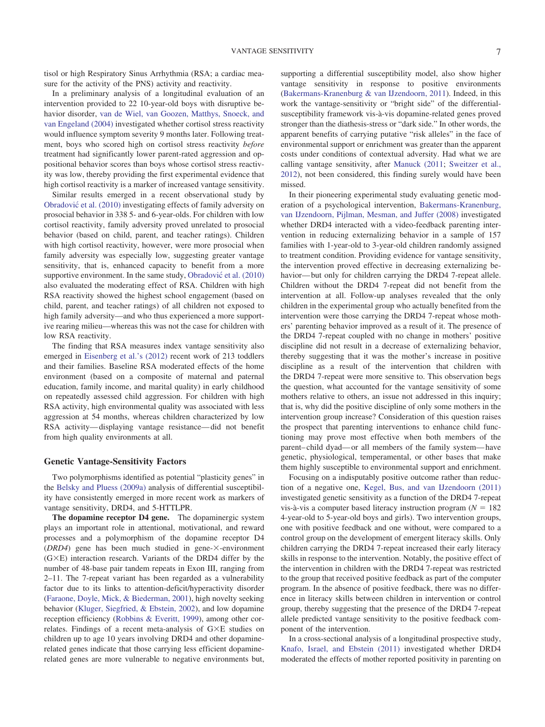tisol or high Respiratory Sinus Arrhythmia (RSA; a cardiac measure for the activity of the PNS) activity and reactivity.

In a preliminary analysis of a longitudinal evaluation of an intervention provided to 22 10-year-old boys with disruptive behavior disorder, van de Wiel, van Goozen, Matthys, Snoeck, and van Engeland (2004) investigated whether cortisol stress reactivity would influence symptom severity 9 months later. Following treatment, boys who scored high on cortisol stress reactivity *before* treatment had significantly lower parent-rated aggression and oppositional behavior scores than boys whose cortisol stress reactivity was low, thereby providing the first experimental evidence that high cortisol reactivity is a marker of increased vantage sensitivity.

Similar results emerged in a recent observational study by Obradović et al. (2010) investigating effects of family adversity on prosocial behavior in 338 5- and 6-year-olds. For children with low cortisol reactivity, family adversity proved unrelated to prosocial behavior (based on child, parent, and teacher ratings). Children with high cortisol reactivity, however, were more prosocial when family adversity was especially low, suggesting greater vantage sensitivity, that is, enhanced capacity to benefit from a more supportive environment. In the same study, Obradović et al. (2010) also evaluated the moderating effect of RSA. Children with high RSA reactivity showed the highest school engagement (based on child, parent, and teacher ratings) of all children not exposed to high family adversity—and who thus experienced a more supportive rearing milieu—whereas this was not the case for children with low RSA reactivity.

The finding that RSA measures index vantage sensitivity also emerged in Eisenberg et al.'s (2012) recent work of 213 toddlers and their families. Baseline RSA moderated effects of the home environment (based on a composite of maternal and paternal education, family income, and marital quality) in early childhood on repeatedly assessed child aggression. For children with high RSA activity, high environmental quality was associated with less aggression at 54 months, whereas children characterized by low RSA activity—displaying vantage resistance—did not benefit from high quality environments at all.

### Genetic Vantage-Sensitivity Factors

Two polymorphisms identified as potential "plasticity genes" in the Belsky and Pluess (2009a) analysis of differential susceptibility have consistently emerged in more recent work as markers of vantage sensitivity, DRD4, and 5-HTTLPR.

**The dopamine receptor D4 gene.** The dopaminergic system plays an important role in attentional, motivational, and reward processes and a polymorphism of the dopamine receptor D4 (*DRD4*) gene has been much studied in gene-×-environment (G×E) interaction research. Variants of the DRD4 differ by the number of 48-base pair tandem repeats in Exon III, ranging from 2–11. The 7-repeat variant has been regarded as a vulnerability factor due to its links to attention-deficit/hyperactivity disorder (Faraone, Doyle, Mick, & Biederman, 2001), high novelty seeking behavior (Kluger, Siegfried, & Ebstein, 2002), and low dopamine reception efficiency (Robbins & Everitt, 1999), among other correlates. Findings of a recent meta-analysis of G×E studies on children up to age 10 years involving DRD4 and other dopamine-related genes indicate that those carrying less efficient dopamine-related genes are more vulnerable to negative environments but, supporting a differential susceptibility model, also show higher vantage sensitivity in response to positive environments (Bakermans-Kranenburg & van IJzendoorn, 2011). Indeed, in this work the vantage-sensitivity or "bright side" of the differential-susceptibility framework vis-à-vis dopamine-related genes proved stronger than the diathesis-stress or "dark side." In other words, the apparent benefits of carrying putative "risk alleles" in the face of environmental support or enrichment was greater than the apparent costs under conditions of contextual adversity. Had what we are calling vantage sensitivity, after Manuck (2011; Sweitzer et al., 2012), not been considered, this finding surely would have been missed.

In their pioneering experimental study evaluating genetic moderation of a psychological intervention, Bakermans-Kranenburg, van IJzendoorn, Pijlman, Mesman, and Juffer (2008) investigated whether DRD4 interacted with a video-feedback parenting intervention in reducing externalizing behavior in a sample of 157 families with 1-year-old to 3-year-old children randomly assigned to treatment condition. Providing evidence for vantage sensitivity, the intervention proved effective in decreasing externalizing behavior—but only for children carrying the DRD4 7-repeat allele. Children without the DRD4 7-repeat did not benefit from the intervention at all. Follow-up analyses revealed that the only children in the experimental group who actually benefited from the intervention were those carrying the DRD4 7-repeat whose mothers' parenting behavior improved as a result of it. The presence of the DRD4 7-repeat coupled with no change in mothers' positive discipline did not result in a decrease of externalizing behavior, thereby suggesting that it was the mother's increase in positive discipline as a result of the intervention that children with the DRD4 7-repeat were more sensitive to. This observation begs the question, what accounted for the vantage sensitivity of some mothers relative to others, an issue not addressed in this inquiry; that is, why did the positive discipline of only some mothers in the intervention group increase? Consideration of this question raises the prospect that parenting interventions to enhance child functioning may prove most effective when both members of the parent–child dyad—or all members of the family system—have genetic, physiological, temperamental, or other bases that make them highly susceptible to environmental support and enrichment.

Focusing on a indisputably positive outcome rather than reduction of a negative one, Kegel, Bus, and van IJzendoorn (2011) investigated genetic sensitivity as a function of the DRD4 7-repeat vis-à-vis a computer based literacy instruction program ($N$ = 182 4-year-old to 5-year-old boys and girls). Two intervention groups, one with positive feedback and one without, were compared to a control group on the development of emergent literacy skills. Only children carrying the DRD4 7-repeat increased their early literacy skills in response to the intervention. Notably, the positive effect of the intervention in children with the DRD4 7-repeat was restricted to the group that received positive feedback as part of the computer program. In the absence of positive feedback, there was no difference in literacy skills between children in intervention or control group, thereby suggesting that the presence of the DRD4 7-repeat allele predicted vantage sensitivity to the positive feedback component of the intervention.

In a cross-sectional analysis of a longitudinal prospective study, Knafo, Israel, and Ebstein (2011) investigated whether DRD4 moderated the effects of mother reported positivity in parenting on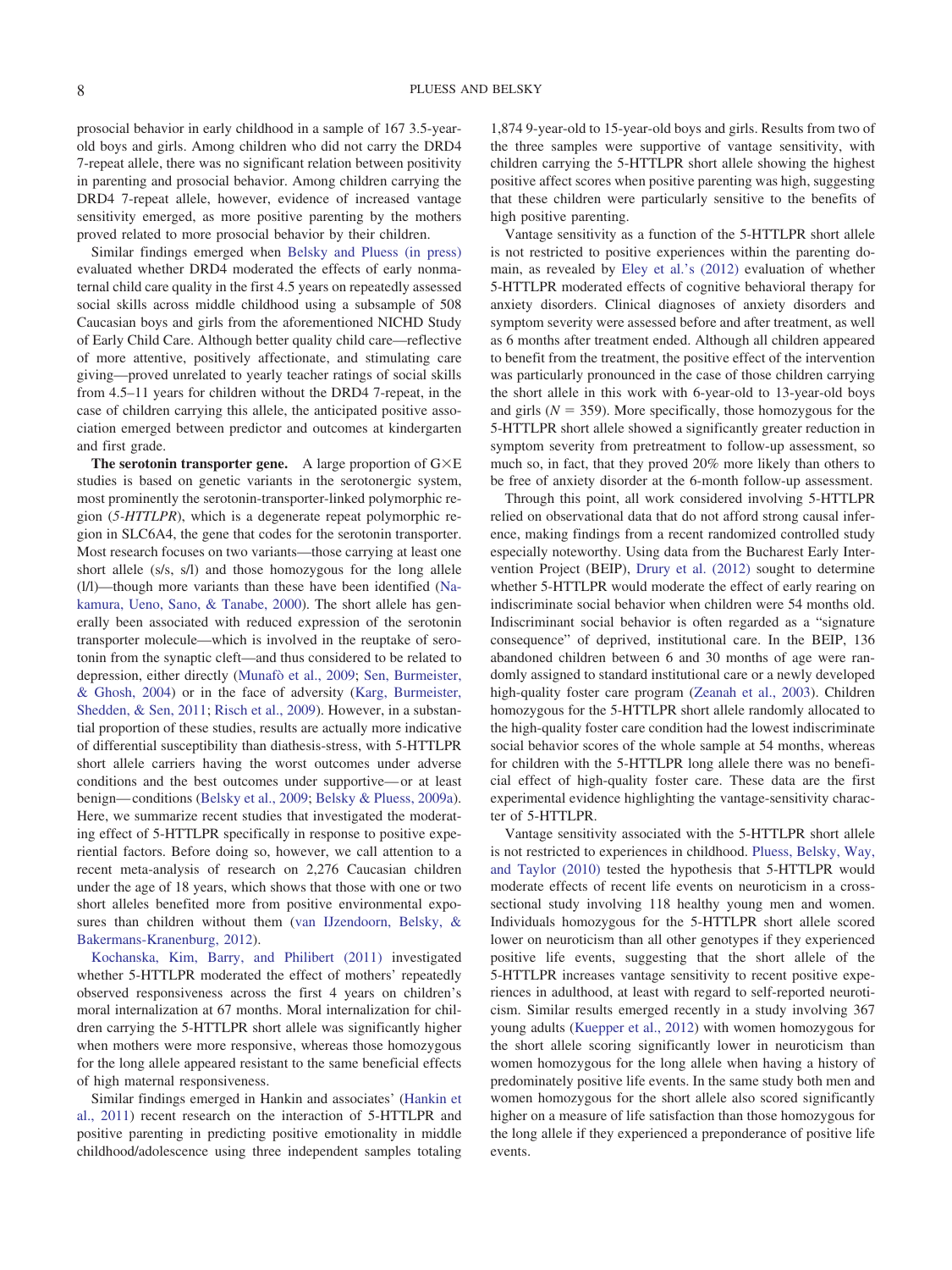prosocial behavior in early childhood in a sample of 167 3.5-year-old boys and girls. Among children who did not carry the DRD4 7-repeat allele, there was no significant relation between positivity in parenting and prosocial behavior. Among children carrying the DRD4 7-repeat allele, however, evidence of increased vantage sensitivity emerged, as more positive parenting by the mothers proved related to more prosocial behavior by their children.

Similar findings emerged when Belsky and Pluess (in press) evaluated whether DRD4 moderated the effects of early nonmaternal child care quality in the first 4.5 years on repeatedly assessed social skills across middle childhood using a subsample of 508 Caucasian boys and girls from the aforementioned NICHD Study of Early Child Care. Although better quality child care—reflective of more attentive, positively affectionate, and stimulating care giving—proved unrelated to yearly teacher ratings of social skills from 4.5–11 years for children without the DRD4 7-repeat, in the case of children carrying this allele, the anticipated positive association emerged between predictor and outcomes at kindergarten and first grade.

**The serotonin transporter gene.** A large proportion of G×E studies is based on genetic variants in the serotonergic system, most prominently the serotonin-transporter-linked polymorphic region (*5-HTTLPR*), which is a degenerate repeat polymorphic region in SLC6A4, the gene that codes for the serotonin transporter. Most research focuses on two variants—those carrying at least one short allele (s/s, s/l) and those homozygous for the long allele (l/l)—though more variants than these have been identified (Nakamura, Ueno, Sano, & Tanabe, 2000). The short allele has generally been associated with reduced expression of the serotonin transporter molecule—which is involved in the reuptake of serotonin from the synaptic cleft—and thus considered to be related to depression, either directly (Munafò et al., 2009; Sen, Burmeister, & Ghosh, 2004) or in the face of adversity (Karg, Burmeister, Shedden, & Sen, 2011; Risch et al., 2009). However, in a substantial proportion of these studies, results are actually more indicative of differential susceptibility than diathesis-stress, with 5-HTTLPR short allele carriers having the worst outcomes under adverse conditions and the best outcomes under supportive—or at least benign—conditions (Belsky et al., 2009; Belsky & Pluess, 2009a). Here, we summarize recent studies that investigated the moderating effect of 5-HTTLPR specifically in response to positive experiential factors. Before doing so, however, we call attention to a recent meta-analysis of research on 2,276 Caucasian children under the age of 18 years, which shows that those with one or two short alleles benefited more from positive environmental exposures than children without them (van IJzendoorn, Belsky, & Bakermans-Kranenburg, 2012).

Kochanska, Kim, Barry, and Philibert (2011) investigated whether 5-HTTLPR moderated the effect of mothers' repeatedly observed responsiveness across the first 4 years on children's moral internalization at 67 months. Moral internalization for children carrying the 5-HTTLPR short allele was significantly higher when mothers were more responsive, whereas those homozygous for the long allele appeared resistant to the same beneficial effects of high maternal responsiveness.

Similar findings emerged in Hankin and associates' (Hankin et al., 2011) recent research on the interaction of 5-HTTLPR and positive parenting in predicting positive emotionality in middle childhood/adolescence using three independent samples totaling 1,874 9-year-old to 15-year-old boys and girls. Results from two of the three samples were supportive of vantage sensitivity, with children carrying the 5-HTTLPR short allele showing the highest positive affect scores when positive parenting was high, suggesting that these children were particularly sensitive to the benefits of high positive parenting.

Vantage sensitivity as a function of the 5-HTTLPR short allele is not restricted to positive experiences within the parenting domain, as revealed by Eley et al.'s (2012) evaluation of whether 5-HTTLPR moderated effects of cognitive behavioral therapy for anxiety disorders. Clinical diagnoses of anxiety disorders and symptom severity were assessed before and after treatment, as well as 6 months after treatment ended. Although all children appeared to benefit from the treatment, the positive effect of the intervention was particularly pronounced in the case of those children carrying the short allele in this work with 6-year-old to 13-year-old boys and girls ($N = 359$). More specifically, those homozygous for the 5-HTTLPR short allele showed a significantly greater reduction in symptom severity from pretreatment to follow-up assessment, so much so, in fact, that they proved 20% more likely than others to be free of anxiety disorder at the 6-month follow-up assessment.

Through this point, all work considered involving 5-HTTLPR relied on observational data that do not afford strong causal inference, making findings from a recent randomized controlled study especially noteworthy. Using data from the Bucharest Early Intervention Project (BEIP), Drury et al. (2012) sought to determine whether 5-HTTLPR would moderate the effect of early rearing on indiscriminate social behavior when children were 54 months old. Indiscriminant social behavior is often regarded as a "signature consequence" of deprived, institutional care. In the BEIP, 136 abandoned children between 6 and 30 months of age were randomly assigned to standard institutional care or a newly developed high-quality foster care program (Zeanah et al., 2003). Children homozygous for the 5-HTTLPR short allele randomly allocated to the high-quality foster care condition had the lowest indiscriminate social behavior scores of the whole sample at 54 months, whereas for children with the 5-HTTLPR long allele there was no beneficial effect of high-quality foster care. These data are the first experimental evidence highlighting the vantage-sensitivity character of 5-HTTLPR.

Vantage sensitivity associated with the 5-HTTLPR short allele is not restricted to experiences in childhood. Pluess, Belsky, Way, and Taylor (2010) tested the hypothesis that 5-HTTLPR would moderate effects of recent life events on neuroticism in a cross-sectional study involving 118 healthy young men and women. Individuals homozygous for the 5-HTTLPR short allele scored lower on neuroticism than all other genotypes if they experienced positive life events, suggesting that the short allele of the 5-HTTLPR increases vantage sensitivity to recent positive experiences in adulthood, at least with regard to self-reported neuroticism. Similar results emerged recently in a study involving 367 young adults (Kuepper et al., 2012) with women homozygous for the short allele scoring significantly lower in neuroticism than women homozygous for the long allele when having a history of predominately positive life events. In the same study both men and women homozygous for the short allele also scored significantly higher on a measure of life satisfaction than those homozygous for the long allele if they experienced a preponderance of positive life events.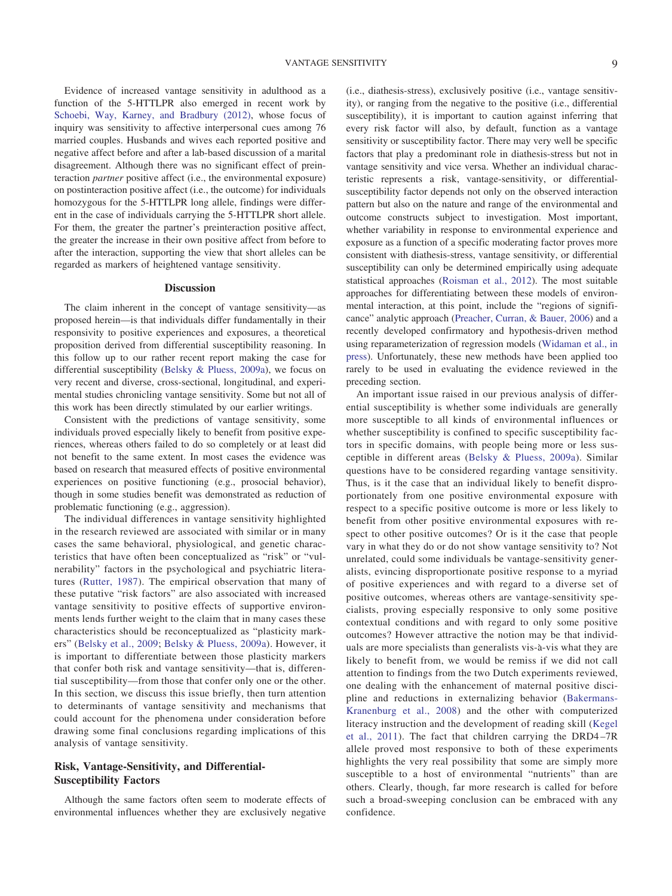Evidence of increased vantage sensitivity in adulthood as a function of the 5-HTTLPR also emerged in recent work by Schoebi, Way, Karney, and Bradbury (2012), whose focus of inquiry was sensitivity to affective interpersonal cues among 76 married couples. Husbands and wives each reported positive and negative affect before and after a lab-based discussion of a marital disagreement. Although there was no significant effect of preinteraction *partner* positive affect (i.e., the environmental exposure) on postinteraction positive affect (i.e., the outcome) for individuals homozygous for the 5-HTTLPR long allele, findings were different in the case of individuals carrying the 5-HTTLPR short allele. For them, the greater the partner's preinteraction positive affect, the greater the increase in their own positive affect from before to after the interaction, supporting the view that short alleles can be regarded as markers of heightened vantage sensitivity.

## Discussion

The claim inherent in the concept of vantage sensitivity—as proposed herein—is that individuals differ fundamentally in their responsivity to positive experiences and exposures, a theoretical proposition derived from differential susceptibility reasoning. In this follow up to our rather recent report making the case for differential susceptibility (Belsky & Pluess, 2009a), we focus on very recent and diverse, cross-sectional, longitudinal, and experimental studies chronicling vantage sensitivity. Some but not all of this work has been directly stimulated by our earlier writings.

Consistent with the predictions of vantage sensitivity, some individuals proved especially likely to benefit from positive experiences, whereas others failed to do so completely or at least did not benefit to the same extent. In most cases the evidence was based on research that measured effects of positive environmental experiences on positive functioning (e.g., prosocial behavior), though in some studies benefit was demonstrated as reduction of problematic functioning (e.g., aggression).

The individual differences in vantage sensitivity highlighted in the research reviewed are associated with similar or in many cases the same behavioral, physiological, and genetic characteristics that have often been conceptualized as "risk" or "vulnerability" factors in the psychological and psychiatric literatures (Rutter, 1987). The empirical observation that many of these putative "risk factors" are also associated with increased vantage sensitivity to positive effects of supportive environments lends further weight to the claim that in many cases these characteristics should be reconceptualized as "plasticity markers" (Belsky et al., 2009; Belsky & Pluess, 2009a). However, it is important to differentiate between those plasticity markers that confer both risk and vantage sensitivity—that is, differential susceptibility—from those that confer only one or the other. In this section, we discuss this issue briefly, then turn attention to determinants of vantage sensitivity and mechanisms that could account for the phenomena under consideration before drawing some final conclusions regarding implications of this analysis of vantage sensitivity.

### Risk, Vantage-Sensitivity, and Differential-Susceptibility Factors

Although the same factors often seem to moderate effects of environmental influences whether they are exclusively negative (i.e., diathesis-stress), exclusively positive (i.e., vantage sensitivity), or ranging from the negative to the positive (i.e., differential susceptibility), it is important to caution against inferring that every risk factor will also, by default, function as a vantage sensitivity or susceptibility factor. There may very well be specific factors that play a predominant role in diathesis-stress but not in vantage sensitivity and vice versa. Whether an individual characteristic represents a risk, vantage-sensitivity, or differential-susceptibility factor depends not only on the observed interaction pattern but also on the nature and range of the environmental and outcome constructs subject to investigation. Most important, whether variability in response to environmental experience and exposure as a function of a specific moderating factor proves more consistent with diathesis-stress, vantage sensitivity, or differential susceptibility can only be determined empirically using adequate statistical approaches (Roisman et al., 2012). The most suitable approaches for differentiating between these models of environmental interaction, at this point, include the "regions of significance" analytic approach (Preacher, Curran, & Bauer, 2006) and a recently developed confirmatory and hypothesis-driven method using reparameterization of regression models (Widaman et al., in press). Unfortunately, these new methods have been applied too rarely to be used in evaluating the evidence reviewed in the preceding section.

An important issue raised in our previous analysis of differential susceptibility is whether some individuals are generally more susceptible to all kinds of environmental influences or whether susceptibility is confined to specific susceptibility factors in specific domains, with people being more or less susceptible in different areas (Belsky & Pluess, 2009a). Similar questions have to be considered regarding vantage sensitivity. Thus, is it the case that an individual likely to benefit disproportionately from one positive environmental exposure with respect to a specific positive outcome is more or less likely to benefit from other positive environmental exposures with respect to other positive outcomes? Or is it the case that people vary in what they do or do not show vantage sensitivity to? Not unrelated, could some individuals be vantage-sensitivity generalists, evincing disproportionate positive response to a myriad of positive experiences and with regard to a diverse set of positive outcomes, whereas others are vantage-sensitivity specialists, proving especially responsive to only some positive contextual conditions and with regard to only some positive outcomes? However attractive the notion may be that individuals are more specialists than generalists vis-à-vis what they are likely to benefit from, we would be remiss if we did not call attention to findings from the two Dutch experiments reviewed, one dealing with the enhancement of maternal positive discipline and reductions in externalizing behavior (Bakermans-Kranenburg et al., 2008) and the other with computerized literacy instruction and the development of reading skill (Kegel et al., 2011). The fact that children carrying the DRD4–7R allele proved most responsive to both of these experiments highlights the very real possibility that some are simply more susceptible to a host of environmental "nutrients" than are others. Clearly, though, far more research is called for before such a broad-sweeping conclusion can be embraced with any confidence.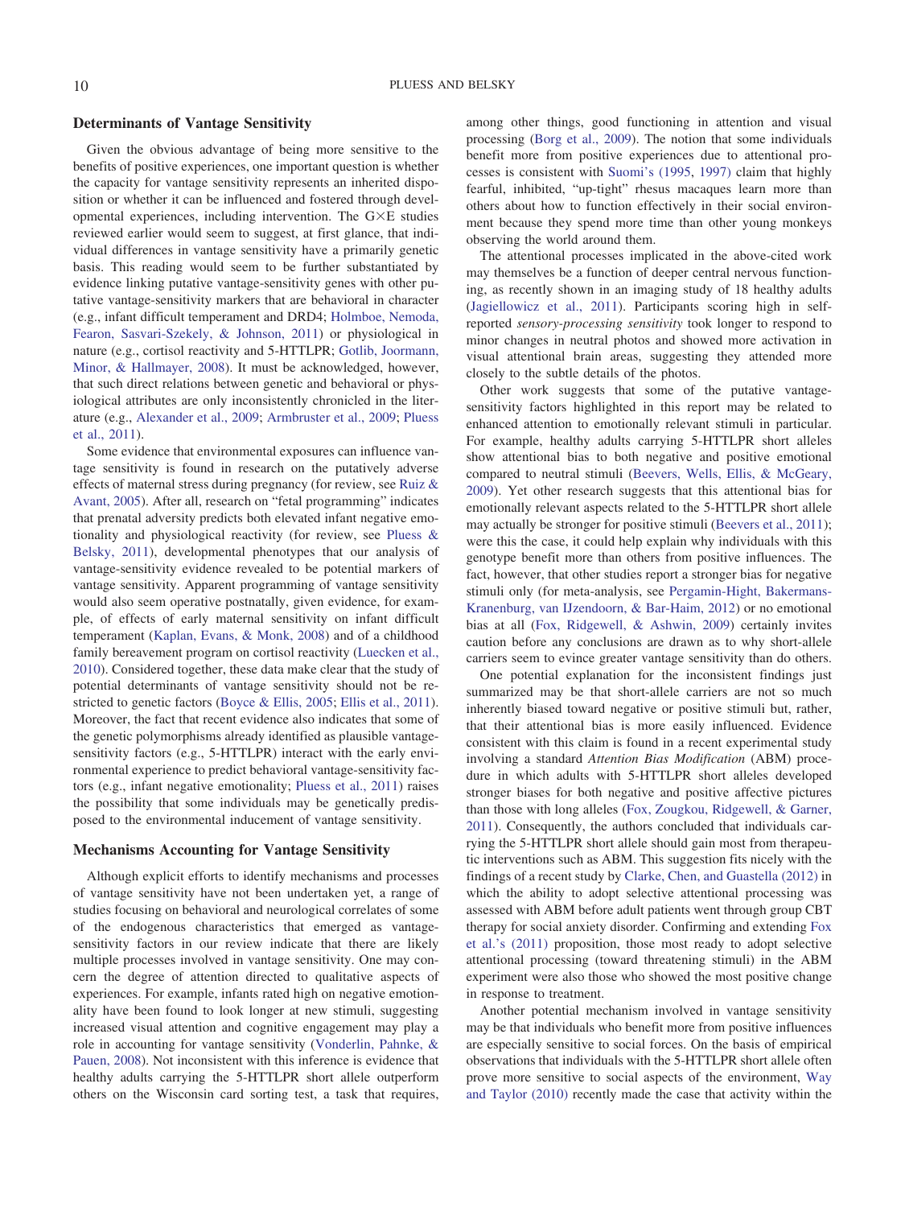## Determinants of Vantage Sensitivity

Given the obvious advantage of being more sensitive to the benefits of positive experiences, one important question is whether the capacity for vantage sensitivity represents an inherited disposition or whether it can be influenced and fostered through developmental experiences, including intervention. The G×E studies reviewed earlier would seem to suggest, at first glance, that individual differences in vantage sensitivity have a primarily genetic basis. This reading would seem to be further substantiated by evidence linking putative vantage-sensitivity genes with other putative vantage-sensitivity markers that are behavioral in character (e.g., infant difficult temperament and DRD4; Holmboe, Nemoda, Fearon, Sasvari-Szekely, & Johnson, 2011) or physiological in nature (e.g., cortisol reactivity and 5-HTTLPR; Gotlib, Joormann, Minor, & Hallmayer, 2008). It must be acknowledged, however, that such direct relations between genetic and behavioral or physiological attributes are only inconsistently chronicled in the literature (e.g., Alexander et al., 2009; Armbruster et al., 2009; Pluess et al., 2011).

Some evidence that environmental exposures can influence vantage sensitivity is found in research on the putatively adverse effects of maternal stress during pregnancy (for review, see Ruiz & Avant, 2005). After all, research on "fetal programming" indicates that prenatal adversity predicts both elevated infant negative emotionality and physiological reactivity (for review, see Pluess & Belsky, 2011), developmental phenotypes that our analysis of vantage-sensitivity evidence revealed to be potential markers of vantage sensitivity. Apparent programming of vantage sensitivity would also seem operative postnatally, given evidence, for example, of effects of early maternal sensitivity on infant difficult temperament (Kaplan, Evans, & Monk, 2008) and of a childhood family bereavement program on cortisol reactivity (Luecken et al., 2010). Considered together, these data make clear that the study of potential determinants of vantage sensitivity should not be restricted to genetic factors (Boyce & Ellis, 2005; Ellis et al., 2011). Moreover, the fact that recent evidence also indicates that some of the genetic polymorphisms already identified as plausible vantage-sensitivity factors (e.g., 5-HTTLPR) interact with the early environmental experience to predict behavioral vantage-sensitivity factors (e.g., infant negative emotionality; Pluess et al., 2011) raises the possibility that some individuals may be genetically predisposed to the environmental inducement of vantage sensitivity.

## Mechanisms Accounting for Vantage Sensitivity

Although explicit efforts to identify mechanisms and processes of vantage sensitivity have not been undertaken yet, a range of studies focusing on behavioral and neurological correlates of some of the endogenous characteristics that emerged as vantage-sensitivity factors in our review indicate that there are likely multiple processes involved in vantage sensitivity. One may concern the degree of attention directed to qualitative aspects of experiences. For example, infants rated high on negative emotionality have been found to look longer at new stimuli, suggesting increased visual attention and cognitive engagement may play a role in accounting for vantage sensitivity (Vonderlin, Pahnke, & Pauen, 2008). Not inconsistent with this inference is evidence that healthy adults carrying the 5-HTTLPR short allele outperform others on the Wisconsin card sorting test, a task that requires, among other things, good functioning in attention and visual processing (Borg et al., 2009). The notion that some individuals benefit more from positive experiences due to attentional processes is consistent with Suomi's (1995, 1997) claim that highly fearful, inhibited, "up-tight" rhesus macaques learn more than others about how to function effectively in their social environment because they spend more time than other young monkeys observing the world around them.

The attentional processes implicated in the above-cited work may themselves be a function of deeper central nervous functioning, as recently shown in an imaging study of 18 healthy adults (Jagiellowicz et al., 2011). Participants scoring high in self-reported *sensory-processing sensitivity* took longer to respond to minor changes in neutral photos and showed more activation in visual attentional brain areas, suggesting they attended more closely to the subtle details of the photos.

Other work suggests that some of the putative vantage-sensitivity factors highlighted in this report may be related to enhanced attention to emotionally relevant stimuli in particular. For example, healthy adults carrying 5-HTTLPR short alleles show attentional bias to both negative and positive emotional compared to neutral stimuli (Beevers, Wells, Ellis, & McGeary, 2009). Yet other research suggests that this attentional bias for emotionally relevant aspects related to the 5-HTTLPR short allele may actually be stronger for positive stimuli (Beevers et al., 2011); were this the case, it could help explain why individuals with this genotype benefit more than others from positive influences. The fact, however, that other studies report a stronger bias for negative stimuli only (for meta-analysis, see Pergamin-Hight, Bakermans-Kranenburg, van IJzendoorn, & Bar-Haim, 2012) or no emotional bias at all (Fox, Ridgewell, & Ashwin, 2009) certainly invites caution before any conclusions are drawn as to why short-allele carriers seem to evince greater vantage sensitivity than do others.

One potential explanation for the inconsistent findings just summarized may be that short-allele carriers are not so much inherently biased toward negative or positive stimuli but, rather, that their attentional bias is more easily influenced. Evidence consistent with this claim is found in a recent experimental study involving a standard *Attention Bias Modification* (ABM) procedure in which adults with 5-HTTLPR short alleles developed stronger biases for both negative and positive affective pictures than those with long alleles (Fox, Zougkou, Ridgewell, & Garner, 2011). Consequently, the authors concluded that individuals carrying the 5-HTTLPR short allele should gain most from therapeutic interventions such as ABM. This suggestion fits nicely with the findings of a recent study by Clarke, Chen, and Guastella (2012) in which the ability to adopt selective attentional processing was assessed with ABM before adult patients went through group CBT therapy for social anxiety disorder. Confirming and extending Fox et al.'s (2011) proposition, those most ready to adopt selective attentional processing (toward threatening stimuli) in the ABM experiment were also those who showed the most positive change in response to treatment.

Another potential mechanism involved in vantage sensitivity may be that individuals who benefit more from positive influences are especially sensitive to social forces. On the basis of empirical observations that individuals with the 5-HTTLPR short allele often prove more sensitive to social aspects of the environment, Way and Taylor (2010) recently made the case that activity within the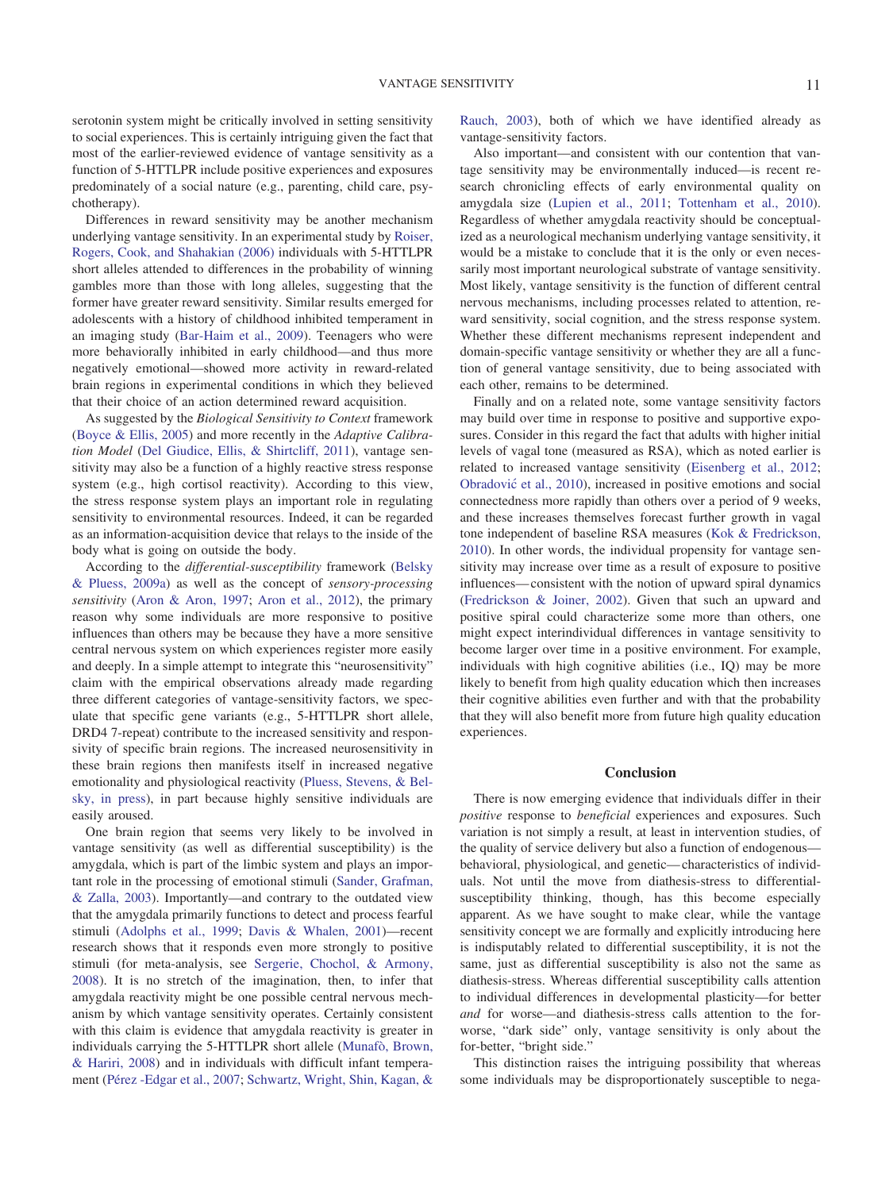serotonin system might be critically involved in setting sensitivity to social experiences. This is certainly intriguing given the fact that most of the earlier-reviewed evidence of vantage sensitivity as a function of 5-HTTLPR include positive experiences and exposures predominately of a social nature (e.g., parenting, child care, psychotherapy).

Differences in reward sensitivity may be another mechanism underlying vantage sensitivity. In an experimental study by Roiser, Rogers, Cook, and Shahakian (2006) individuals with 5-HTTLPR short alleles attended to differences in the probability of winning gambles more than those with long alleles, suggesting that the former have greater reward sensitivity. Similar results emerged for adolescents with a history of childhood inhibited temperament in an imaging study (Bar-Haim et al., 2009). Teenagers who were more behaviorally inhibited in early childhood—and thus more negatively emotional—showed more activity in reward-related brain regions in experimental conditions in which they believed that their choice of an action determined reward acquisition.

As suggested by the *Biological Sensitivity to Context* framework (Boyce & Ellis, 2005) and more recently in the *Adaptive Calibration Model* (Del Giudice, Ellis, & Shirtcliff, 2011), vantage sensitivity may also be a function of a highly reactive stress response system (e.g., high cortisol reactivity). According to this view, the stress response system plays an important role in regulating sensitivity to environmental resources. Indeed, it can be regarded as an information-acquisition device that relays to the inside of the body what is going on outside the body.

According to the *differential-susceptibility* framework (Belsky & Pluess, 2009a) as well as the concept of *sensory-processing sensitivity* (Aron & Aron, 1997; Aron et al., 2012), the primary reason why some individuals are more responsive to positive influences than others may be because they have a more sensitive central nervous system on which experiences register more easily and deeply. In a simple attempt to integrate this "neurosensitivity" claim with the empirical observations already made regarding three different categories of vantage-sensitivity factors, we speculate that specific gene variants (e.g., 5-HTTLPR short allele, DRD4 7-repeat) contribute to the increased sensitivity and responsivity of specific brain regions. The increased neurosensitivity in these brain regions then manifests itself in increased negative emotionality and physiological reactivity (Pluess, Stevens, & Belsky, in press), in part because highly sensitive individuals are easily aroused.

One brain region that seems very likely to be involved in vantage sensitivity (as well as differential susceptibility) is the amygdala, which is part of the limbic system and plays an important role in the processing of emotional stimuli (Sander, Grafman, & Zalla, 2003). Importantly—and contrary to the outdated view that the amygdala primarily functions to detect and process fearful stimuli (Adolphs et al., 1999; Davis & Whalen, 2001)—recent research shows that it responds even more strongly to positive stimuli (for meta-analysis, see Sergerie, Chochol, & Armony, 2008). It is no stretch of the imagination, then, to infer that amygdala reactivity might be one possible central nervous mechanism by which vantage sensitivity operates. Certainly consistent with this claim is evidence that amygdala reactivity is greater in individuals carrying the 5-HTTLPR short allele (Munafò, Brown, & Hariri, 2008) and in individuals with difficult infant temperament (Pérez -Edgar et al., 2007; Schwartz, Wright, Shin, Kagan, & Rauch, 2003), both of which we have identified already as vantage-sensitivity factors.

Also important—and consistent with our contention that vantage sensitivity may be environmentally induced—is recent research chronicling effects of early environmental quality on amygdala size (Lupien et al., 2011; Tottenham et al., 2010). Regardless of whether amygdala reactivity should be conceptualized as a neurological mechanism underlying vantage sensitivity, it would be a mistake to conclude that it is the only or even necessarily most important neurological substrate of vantage sensitivity. Most likely, vantage sensitivity is the function of different central nervous mechanisms, including processes related to attention, reward sensitivity, social cognition, and the stress response system. Whether these different mechanisms represent independent and domain-specific vantage sensitivity or whether they are all a function of general vantage sensitivity, due to being associated with each other, remains to be determined.

Finally and on a related note, some vantage sensitivity factors may build over time in response to positive and supportive exposures. Consider in this regard the fact that adults with higher initial levels of vagal tone (measured as RSA), which as noted earlier is related to increased vantage sensitivity (Eisenberg et al., 2012; Obradović et al., 2010), increased in positive emotions and social connectedness more rapidly than others over a period of 9 weeks, and these increases themselves forecast further growth in vagal tone independent of baseline RSA measures (Kok & Fredrickson, 2010). In other words, the individual propensity for vantage sensitivity may increase over time as a result of exposure to positive influences—consistent with the notion of upward spiral dynamics (Fredrickson & Joiner, 2002). Given that such an upward and positive spiral could characterize some more than others, one might expect interindividual differences in vantage sensitivity to become larger over time in a positive environment. For example, individuals with high cognitive abilities (i.e., IQ) may be more likely to benefit from high quality education which then increases their cognitive abilities even further and with that the probability that they will also benefit more from future high quality education experiences.

## Conclusion

There is now emerging evidence that individuals differ in their *positive* response to *beneficial* experiences and exposures. Such variation is not simply a result, at least in intervention studies, of the quality of service delivery but also a function of endogenous—behavioral, physiological, and genetic—characteristics of individuals. Not until the move from diathesis-stress to differential-susceptibility thinking, though, has this become especially apparent. As we have sought to make clear, while the vantage sensitivity concept we are formally and explicitly introducing here is indisputably related to differential susceptibility, it is not the same, just as differential susceptibility is also not the same as diathesis-stress. Whereas differential susceptibility calls attention to individual differences in developmental plasticity—for better *and* for worse—and diathesis-stress calls attention to the for-worse, "dark side" only, vantage sensitivity is only about the for-better, "bright side."

This distinction raises the intriguing possibility that whereas some individuals may be disproportionately susceptible to nega-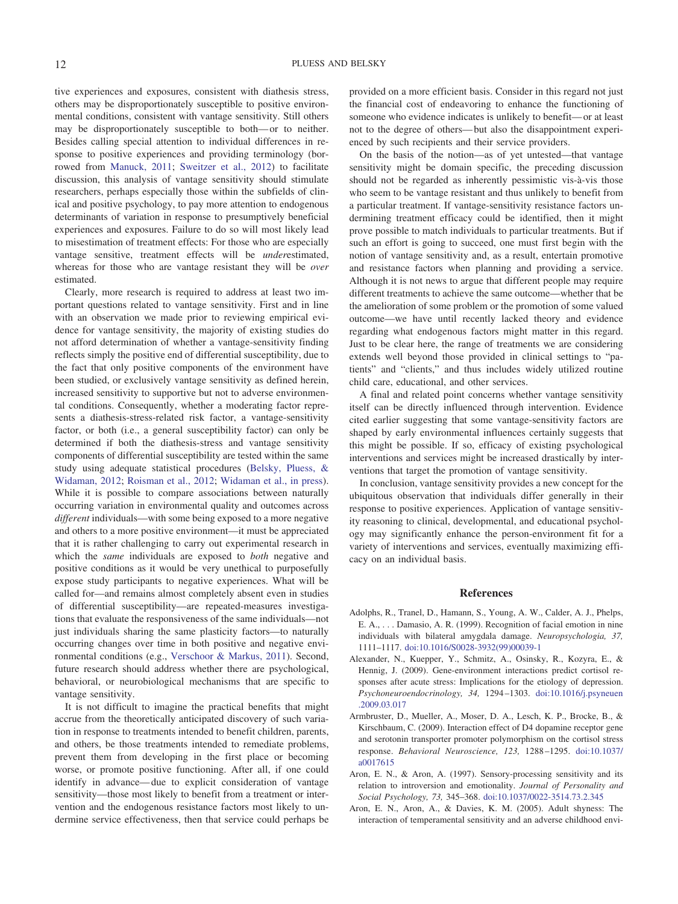tive experiences and exposures, consistent with diathesis stress, others may be disproportionately susceptible to positive environmental conditions, consistent with vantage sensitivity. Still others may be disproportionately susceptible to both—or to neither. Besides calling special attention to individual differences in response to positive experiences and providing terminology (borrowed from Manuck, 2011; Sweitzer et al., 2012) to facilitate discussion, this analysis of vantage sensitivity should stimulate researchers, perhaps especially those within the subfields of clinical and positive psychology, to pay more attention to endogenous determinants of variation in response to presumptively beneficial experiences and exposures. Failure to do so will most likely lead to misestimation of treatment effects: For those who are especially vantage sensitive, treatment effects will be *under*estimated, whereas for those who are vantage resistant they will be *over* estimated.

Clearly, more research is required to address at least two important questions related to vantage sensitivity. First and in line with an observation we made prior to reviewing empirical evidence for vantage sensitivity, the majority of existing studies do not afford determination of whether a vantage-sensitivity finding reflects simply the positive end of differential susceptibility, due to the fact that only positive components of the environment have been studied, or exclusively vantage sensitivity as defined herein, increased sensitivity to supportive but not to adverse environmental conditions. Consequently, whether a moderating factor represents a diathesis-stress-related risk factor, a vantage-sensitivity factor, or both (i.e., a general susceptibility factor) can only be determined if both the diathesis-stress and vantage sensitivity components of differential susceptibility are tested within the same study using adequate statistical procedures (Belsky, Pluess, & Widaman, 2012; Roisman et al., 2012; Widaman et al., in press). While it is possible to compare associations between naturally occurring variation in environmental quality and outcomes across *different* individuals—with some being exposed to a more negative and others to a more positive environment—it must be appreciated that it is rather challenging to carry out experimental research in which the *same* individuals are exposed to *both* negative and positive conditions as it would be very unethical to purposefully expose study participants to negative experiences. What will be called for—and remains almost completely absent even in studies of differential susceptibility—are repeated-measures investigations that evaluate the responsiveness of the same individuals—not just individuals sharing the same plasticity factors—to naturally occurring changes over time in both positive and negative environmental conditions (e.g., Verschoor & Markus, 2011). Second, future research should address whether there are psychological, behavioral, or neurobiological mechanisms that are specific to vantage sensitivity.

It is not difficult to imagine the practical benefits that might accrue from the theoretically anticipated discovery of such variation in response to treatments intended to benefit children, parents, and others, be those treatments intended to remediate problems, prevent them from developing in the first place or becoming worse, or promote positive functioning. After all, if one could identify in advance—due to explicit consideration of vantage sensitivity—those most likely to benefit from a treatment or intervention and the endogenous resistance factors most likely to undermine service effectiveness, then that service could perhaps be provided on a more efficient basis. Consider in this regard not just the financial cost of endeavoring to enhance the functioning of someone who evidence indicates is unlikely to benefit—or at least not to the degree of others—but also the disappointment experienced by such recipients and their service providers.

On the basis of the notion—as of yet untested—that vantage sensitivity might be domain specific, the preceding discussion should not be regarded as inherently pessimistic vis-à-vis those who seem to be vantage resistant and thus unlikely to benefit from a particular treatment. If vantage-sensitivity resistance factors undermining treatment efficacy could be identified, then it might prove possible to match individuals to particular treatments. But if such an effort is going to succeed, one must first begin with the notion of vantage sensitivity and, as a result, entertain promotive and resistance factors when planning and providing a service. Although it is not news to argue that different people may require different treatments to achieve the same outcome—whether that be the amelioration of some problem or the promotion of some valued outcome—we have until recently lacked theory and evidence regarding what endogenous factors might matter in this regard. Just to be clear here, the range of treatments we are considering extends well beyond those provided in clinical settings to "patients" and "clients," and thus includes widely utilized routine child care, educational, and other services.

A final and related point concerns whether vantage sensitivity itself can be directly influenced through intervention. Evidence cited earlier suggesting that some vantage-sensitivity factors are shaped by early environmental influences certainly suggests that this might be possible. If so, efficacy of existing psychological interventions and services might be increased drastically by interventions that target the promotion of vantage sensitivity.

In conclusion, vantage sensitivity provides a new concept for the ubiquitous observation that individuals differ generally in their response to positive experiences. Application of vantage sensitivity reasoning to clinical, developmental, and educational psychology may significantly enhance the person-environment fit for a variety of interventions and services, eventually maximizing efficacy on an individual basis.

## References

Adolphs, R., Tranel, D., Hamann, S., Young, A. W., Calder, A. J., Phelps, E. A., . . . Damasio, A. R. (1999). Recognition of facial emotion in nine individuals with bilateral amygdala damage. *Neuropsychologia, 37,* 1111–1117. doi:10.1016/S0028-3932(99)00039-1

Alexander, N., Kuepper, Y., Schmitz, A., Osinsky, R., Kozyra, E., & Hennig, J. (2009). Gene-environment interactions predict cortisol responses after acute stress: Implications for the etiology of depression. *Psychoneuroendocrinology, 34,* 1294–1303. doi:10.1016/j.psyneuen.2009.03.017

Armbruster, D., Mueller, A., Moser, D. A., Lesch, K. P., Brocke, B., & Kirschbaum, C. (2009). Interaction effect of D4 dopamine receptor gene and serotonin transporter promoter polymorphism on the cortisol stress response. *Behavioral Neuroscience, 123,* 1288–1295. doi:10.1037/a0017615

Aron, E. N., & Aron, A. (1997). Sensory-processing sensitivity and its relation to introversion and emotionality. *Journal of Personality and Social Psychology, 73,* 345–368. doi:10.1037/0022-3514.73.2.345

Aron, E. N., Aron, A., & Davies, K. M. (2005). Adult shyness: The interaction of temperamental sensitivity and an adverse childhood envi-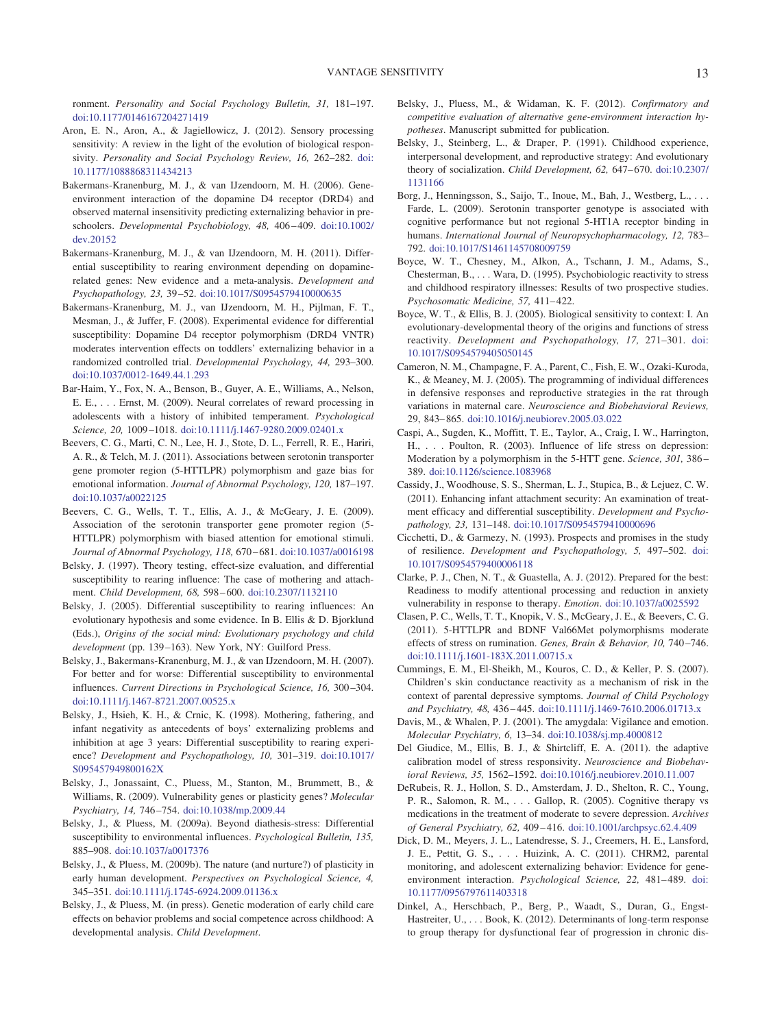ronment. *Personality and Social Psychology Bulletin, 31,* 181–197. doi:10.1177/0146167204271419

Aron, E. N., Aron, A., & Jagiellowicz, J. (2012). Sensory processing sensitivity: A review in the light of the evolution of biological responsivity. *Personality and Social Psychology Review, 16,* 262–282. doi:10.1177/1088868311434213

Bakermans-Kranenburg, M. J., & van IJzendoorn, M. H. (2006). Gene-environment interaction of the dopamine D4 receptor (DRD4) and observed maternal insensitivity predicting externalizing behavior in preschoolers. *Developmental Psychobiology, 48,* 406–409. doi:10.1002/dev.20152

Bakermans-Kranenburg, M. J., & van IJzendoorn, M. H. (2011). Differential susceptibility to rearing environment depending on dopamine-related genes: New evidence and a meta-analysis. *Development and Psychopathology, 23,* 39–52. doi:10.1017/S0954579410000635

Bakermans-Kranenburg, M. J., van IJzendoorn, M. H., Pijlman, F. T., Mesman, J., & Juffer, F. (2008). Experimental evidence for differential susceptibility: Dopamine D4 receptor polymorphism (DRD4 VNTR) moderates intervention effects on toddlers' externalizing behavior in a randomized controlled trial. *Developmental Psychology, 44,* 293–300. doi:10.1037/0012-1649.44.1.293

Bar-Haim, Y., Fox, N. A., Benson, B., Guyer, A. E., Williams, A., Nelson, E. E., . . . Ernst, M. (2009). Neural correlates of reward processing in adolescents with a history of inhibited temperament. *Psychological Science, 20,* 1009–1018. doi:10.1111/j.1467-9280.2009.02401.x

Beevers, C. G., Marti, C. N., Lee, H. J., Stote, D. L., Ferrell, R. E., Hariri, A. R., & Telch, M. J. (2011). Associations between serotonin transporter gene promoter region (5-HTTLPR) polymorphism and gaze bias for emotional information. *Journal of Abnormal Psychology, 120,* 187–197. doi:10.1037/a0022125

Beevers, C. G., Wells, T. T., Ellis, A. J., & McGeary, J. E. (2009). Association of the serotonin transporter gene promoter region (5-HTTLPR) polymorphism with biased attention for emotional stimuli. *Journal of Abnormal Psychology, 118,* 670–681. doi:10.1037/a0016198

Belsky, J. (1997). Theory testing, effect-size evaluation, and differential susceptibility to rearing influence: The case of mothering and attachment. *Child Development, 68,* 598–600. doi:10.2307/1132110

Belsky, J. (2005). Differential susceptibility to rearing influences: An evolutionary hypothesis and some evidence. In B. Ellis & D. Bjorklund (Eds.), *Origins of the social mind: Evolutionary psychology and child development* (pp. 139–163). New York, NY: Guilford Press.

Belsky, J., Bakermans-Kranenburg, M. J., & van IJzendoorn, M. H. (2007). For better and for worse: Differential susceptibility to environmental influences. *Current Directions in Psychological Science, 16,* 300–304. doi:10.1111/j.1467-8721.2007.00525.x

Belsky, J., Hsieh, K. H., & Crnic, K. (1998). Mothering, fathering, and infant negativity as antecedents of boys' externalizing problems and inhibition at age 3 years: Differential susceptibility to rearing experience? *Development and Psychopathology, 10,* 301–319. doi:10.1017/S095457949800162X

Belsky, J., Jonassaint, C., Pluess, M., Stanton, M., Brummett, B., & Williams, R. (2009). Vulnerability genes or plasticity genes? *Molecular Psychiatry, 14,* 746–754. doi:10.1038/mp.2009.44

Belsky, J., & Pluess, M. (2009a). Beyond diathesis-stress: Differential susceptibility to environmental influences. *Psychological Bulletin, 135,* 885–908. doi:10.1037/a0017376

Belsky, J., & Pluess, M. (2009b). The nature (and nurture?) of plasticity in early human development. *Perspectives on Psychological Science, 4,* 345–351. doi:10.1111/j.1745-6924.2009.01136.x

Belsky, J., & Pluess, M. (in press). Genetic moderation of early child care effects on behavior problems and social competence across childhood: A developmental analysis. *Child Development*.

Belsky, J., Pluess, M., & Widaman, K. F. (2012). *Confirmatory and competitive evaluation of alternative gene-environment interaction hypotheses*. Manuscript submitted for publication.

Belsky, J., Steinberg, L., & Draper, P. (1991). Childhood experience, interpersonal development, and reproductive strategy: And evolutionary theory of socialization. *Child Development, 62,* 647–670. doi:10.2307/1131166

Borg, J., Henningsson, S., Saijo, T., Inoue, M., Bah, J., Westberg, L., . . . Farde, L. (2009). Serotonin transporter genotype is associated with cognitive performance but not regional 5-HT1A receptor binding in humans. *International Journal of Neuropsychopharmacology, 12,* 783–792. doi:10.1017/S1461145708009759

Boyce, W. T., Chesney, M., Alkon, A., Tschann, J. M., Adams, S., Chesterman, B., . . . Wara, D. (1995). Psychobiologic reactivity to stress and childhood respiratory illnesses: Results of two prospective studies. *Psychosomatic Medicine, 57,* 411–422.

Boyce, W. T., & Ellis, B. J. (2005). Biological sensitivity to context: I. An evolutionary-developmental theory of the origins and functions of stress reactivity. *Development and Psychopathology, 17,* 271–301. doi:10.1017/S0954579405050145

Cameron, N. M., Champagne, F. A., Parent, C., Fish, E. W., Ozaki-Kuroda, K., & Meaney, M. J. (2005). The programming of individual differences in defensive responses and reproductive strategies in the rat through variations in maternal care. *Neuroscience and Biobehavioral Reviews,* 29, 843–865. doi:10.1016/j.neubiorev.2005.03.022

Caspi, A., Sugden, K., Moffitt, T. E., Taylor, A., Craig, I. W., Harrington, H., . . . Poulton, R. (2003). Influence of life stress on depression: Moderation by a polymorphism in the 5-HTT gene. *Science, 301,* 386–389. doi:10.1126/science.1083968

Cassidy, J., Woodhouse, S. S., Sherman, L. J., Stupica, B., & Lejuez, C. W. (2011). Enhancing infant attachment security: An examination of treatment efficacy and differential susceptibility. *Development and Psychopathology, 23,* 131–148. doi:10.1017/S0954579410000696

Cicchetti, D., & Garmezy, N. (1993). Prospects and promises in the study of resilience. *Development and Psychopathology, 5,* 497–502. doi:10.1017/S0954579400006118

Clarke, P. J., Chen, N. T., & Guastella, A. J. (2012). Prepared for the best: Readiness to modify attentional processing and reduction in anxiety vulnerability in response to therapy. *Emotion*. doi:10.1037/a0025592

Clasen, P. C., Wells, T. T., Knopik, V. S., McGeary, J. E., & Beevers, C. G. (2011). 5-HTTLPR and BDNF Val66Met polymorphisms moderate effects of stress on rumination. *Genes, Brain & Behavior, 10,* 740–746. doi:10.1111/j.1601-183X.2011.00715.x

Cummings, E. M., El-Sheikh, M., Kouros, C. D., & Keller, P. S. (2007). Children's skin conductance reactivity as a mechanism of risk in the context of parental depressive symptoms. *Journal of Child Psychology and Psychiatry, 48,* 436–445. doi:10.1111/j.1469-7610.2006.01713.x

Davis, M., & Whalen, P. J. (2001). The amygdala: Vigilance and emotion. *Molecular Psychiatry, 6,* 13–34. doi:10.1038/sj.mp.4000812

Del Giudice, M., Ellis, B. J., & Shirtcliff, E. A. (2011). the adaptive calibration model of stress responsivity. *Neuroscience and Biobehavioral Reviews, 35,* 1562–1592. doi:10.1016/j.neubiorev.2010.11.007

DeRubeis, R. J., Hollon, S. D., Amsterdam, J. D., Shelton, R. C., Young, P. R., Salomon, R. M., . . . Gallop, R. (2005). Cognitive therapy vs medications in the treatment of moderate to severe depression. *Archives of General Psychiatry, 62,* 409–416. doi:10.1001/archpsyc.62.4.409

Dick, D. M., Meyers, J. L., Latendresse, S. J., Creemers, H. E., Lansford, J. E., Pettit, G. S., . . . Huizink, A. C. (2011). CHRM2, parental monitoring, and adolescent externalizing behavior: Evidence for gene-environment interaction. *Psychological Science, 22,* 481–489. doi:10.1177/0956797611403318

Dinkel, A., Herschbach, P., Berg, P., Waadt, S., Duran, G., Engst-Hastreiter, U., . . . Book, K. (2012). Determinants of long-term response to group therapy for dysfunctional fear of progression in chronic dis-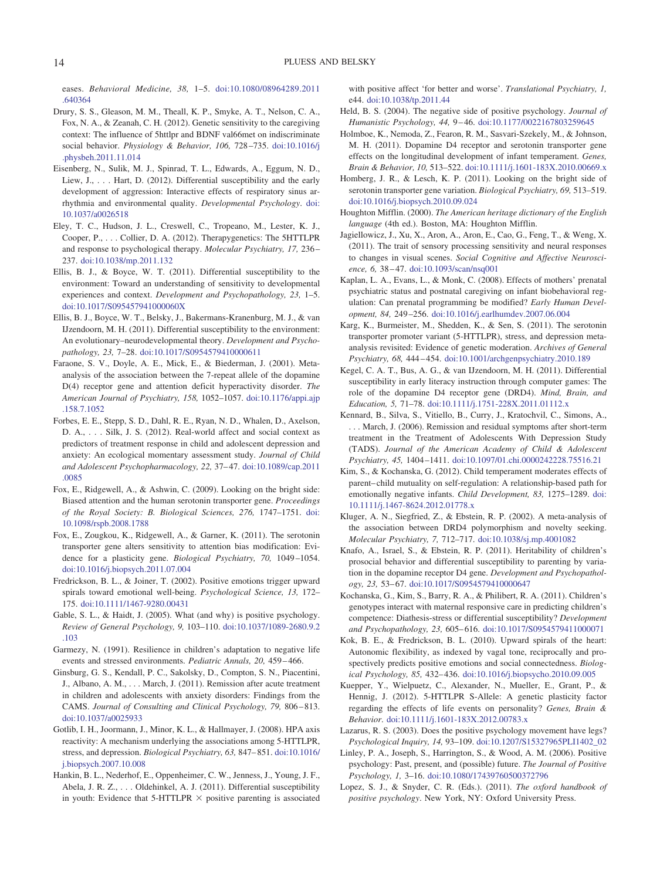eases. *Behavioral Medicine, 38,* 1–5. doi:10.1080/08964289.2011.640364

Drury, S. S., Gleason, M. M., Theall, K. P., Smyke, A. T., Nelson, C. A., Fox, N. A., & Zeanah, C. H. (2012). Genetic sensitivity to the caregiving context: The influence of 5httlpr and BDNF val66met on indiscriminate social behavior. *Physiology & Behavior, 106,* 728–735. doi:10.1016/j.physbeh.2011.11.014

Eisenberg, N., Sulik, M. J., Spinrad, T. L., Edwards, A., Eggum, N. D., Liew, J., . . . Hart, D. (2012). Differential susceptibility and the early development of aggression: Interactive effects of respiratory sinus arrhythmia and environmental quality. *Developmental Psychology*. doi:10.1037/a0026518

Eley, T. C., Hudson, J. L., Creswell, C., Tropeano, M., Lester, K. J., Cooper, P., . . . Collier, D. A. (2012). Therapygenetics: The 5HTTLPR and response to psychological therapy. *Molecular Psychiatry, 17,* 236–237. doi:10.1038/mp.2011.132

Ellis, B. J., & Boyce, W. T. (2011). Differential susceptibility to the environment: Toward an understanding of sensitivity to developmental experiences and context. *Development and Psychopathology, 23,* 1–5. doi:10.1017/S095457941000060X

Ellis, B. J., Boyce, W. T., Belsky, J., Bakermans-Kranenburg, M. J., & van IJzendoorn, M. H. (2011). Differential susceptibility to the environment: An evolutionary–neurodevelopmental theory. *Development and Psychopathology, 23,* 7–28. doi:10.1017/S0954579410000611

Faraone, S. V., Doyle, A. E., Mick, E., & Biederman, J. (2001). Meta-analysis of the association between the 7-repeat allele of the dopamine D(4) receptor gene and attention deficit hyperactivity disorder. *The American Journal of Psychiatry, 158,* 1052–1057. doi:10.1176/appi.ajp.158.7.1052

Forbes, E. E., Stepp, S. D., Dahl, R. E., Ryan, N. D., Whalen, D., Axelson, D. A., . . . Silk, J. S. (2012). Real-world affect and social context as predictors of treatment response in child and adolescent depression and anxiety: An ecological momentary assessment study. *Journal of Child and Adolescent Psychopharmacology, 22,* 37–47. doi:10.1089/cap.2011.0085

Fox, E., Ridgewell, A., & Ashwin, C. (2009). Looking on the bright side: Biased attention and the human serotonin transporter gene. *Proceedings of the Royal Society: B. Biological Sciences, 276,* 1747–1751. doi:10.1098/rspb.2008.1788

Fox, E., Zougkou, K., Ridgewell, A., & Garner, K. (2011). The serotonin transporter gene alters sensitivity to attention bias modification: Evidence for a plasticity gene. *Biological Psychiatry, 70,* 1049–1054. doi:10.1016/j.biopsych.2011.07.004

Fredrickson, B. L., & Joiner, T. (2002). Positive emotions trigger upward spirals toward emotional well-being. *Psychological Science, 13,* 172–175. doi:10.1111/1467-9280.00431

Gable, S. L., & Haidt, J. (2005). What (and why) is positive psychology. *Review of General Psychology, 9,* 103–110. doi:10.1037/1089-2680.9.2.103

Garmezy, N. (1991). Resilience in children's adaptation to negative life events and stressed environments. *Pediatric Annals, 20,* 459–466.

Ginsburg, G. S., Kendall, P. C., Sakolsky, D., Compton, S. N., Piacentini, J., Albano, A. M., . . . March, J. (2011). Remission after acute treatment in children and adolescents with anxiety disorders: Findings from the CAMS. *Journal of Consulting and Clinical Psychology, 79,* 806–813. doi:10.1037/a0025933

Gotlib, I. H., Joormann, J., Minor, K. L., & Hallmayer, J. (2008). HPA axis reactivity: A mechanism underlying the associations among 5-HTTLPR, stress, and depression. *Biological Psychiatry, 63,* 847–851. doi:10.1016/j.biopsych.2007.10.008

Hankin, B. L., Nederhof, E., Oppenheimer, C. W., Jenness, J., Young, J. F., Abela, J. R. Z., . . . Oldehinkel, A. J. (2011). Differential susceptibility in youth: Evidence that 5-HTTLPR $\times$ positive parenting is associated with positive affect 'for better and worse'. *Translational Psychiatry, 1,* e44. doi:10.1038/tp.2011.44

Held, B. S. (2004). The negative side of positive psychology. *Journal of Humanistic Psychology, 44,* 9–46. doi:10.1177/0022167803259645

Holmboe, K., Nemoda, Z., Fearon, R. M., Sasvari-Szekely, M., & Johnson, M. H. (2011). Dopamine D4 receptor and serotonin transporter gene effects on the longitudinal development of infant temperament. *Genes, Brain & Behavior, 10,* 513–522. doi:10.1111/j.1601-183X.2010.00669.x

Homberg, J. R., & Lesch, K. P. (2011). Looking on the bright side of serotonin transporter gene variation. *Biological Psychiatry, 69,* 513–519. doi:10.1016/j.biopsych.2010.09.024

Houghton Mifflin. (2000). *The American heritage dictionary of the English language* (4th ed.). Boston, MA: Houghton Mifflin.

Jagiellowicz, J., Xu, X., Aron, A., Aron, E., Cao, G., Feng, T., & Weng, X. (2011). The trait of sensory processing sensitivity and neural responses to changes in visual scenes. *Social Cognitive and Affective Neuroscience, 6,* 38–47. doi:10.1093/scan/nsq001

Kaplan, L. A., Evans, L., & Monk, C. (2008). Effects of mothers' prenatal psychiatric status and postnatal caregiving on infant biobehavioral regulation: Can prenatal programming be modified? *Early Human Development, 84,* 249–256. doi:10.1016/j.earlhumdev.2007.06.004

Karg, K., Burmeister, M., Shedden, K., & Sen, S. (2011). The serotonin transporter promoter variant (5-HTTLPR), stress, and depression meta-analysis revisited: Evidence of genetic moderation. *Archives of General Psychiatry, 68,* 444–454. doi:10.1001/archgenpsychiatry.2010.189

Kegel, C. A. T., Bus, A. G., & van IJzendoorn, M. H. (2011). Differential susceptibility in early literacy instruction through computer games: The role of the dopamine D4 receptor gene (DRD4). *Mind, Brain, and Education, 5,* 71–78. doi:10.1111/j.1751-228X.2011.01112.x

Kennard, B., Silva, S., Vitiello, B., Curry, J., Kratochvil, C., Simons, A., . . . March, J. (2006). Remission and residual symptoms after short-term treatment in the Treatment of Adolescents With Depression Study (TADS). *Journal of the American Academy of Child & Adolescent Psychiatry, 45,* 1404–1411. doi:10.1097/01.chi.0000242228.75516.21

Kim, S., & Kochanska, G. (2012). Child temperament moderates effects of parent–child mutuality on self-regulation: A relationship-based path for emotionally negative infants. *Child Development, 83,* 1275–1289. doi:10.1111/j.1467-8624.2012.01778.x

Kluger, A. N., Siegfried, Z., & Ebstein, R. P. (2002). A meta-analysis of the association between DRD4 polymorphism and novelty seeking. *Molecular Psychiatry, 7,* 712–717. doi:10.1038/sj.mp.4001082

Knafo, A., Israel, S., & Ebstein, R. P. (2011). Heritability of children's prosocial behavior and differential susceptibility to parenting by variation in the dopamine receptor D4 gene. *Development and Psychopathology, 23,* 53–67. doi:10.1017/S0954579410000647

Kochanska, G., Kim, S., Barry, R. A., & Philibert, R. A. (2011). Children's genotypes interact with maternal responsive care in predicting children's competence: Diathesis-stress or differential susceptibility? *Development and Psychopathology, 23,* 605–616. doi:10.1017/S0954579411000071

Kok, B. E., & Fredrickson, B. L. (2010). Upward spirals of the heart: Autonomic flexibility, as indexed by vagal tone, reciprocally and prospectively predicts positive emotions and social connectedness. *Biological Psychology, 85,* 432–436. doi:10.1016/j.biopsycho.2010.09.005

Kuepper, Y., Wielpuetz, C., Alexander, N., Mueller, E., Grant, P., & Hennig, J. (2012). 5-HTTLPR S-Allele: A genetic plasticity factor regarding the effects of life events on personality? *Genes, Brain & Behavior*. doi:10.1111/j.1601-183X.2012.00783.x

Lazarus, R. S. (2003). Does the positive psychology movement have legs? *Psychological Inquiry, 14,* 93–109. doi:10.1207/S15327965PLI1402_02

Linley, P. A., Joseph, S., Harrington, S., & Wood, A. M. (2006). Positive psychology: Past, present, and (possible) future. *The Journal of Positive Psychology, 1,* 3–16. doi:10.1080/17439760500372796

Lopez, S. J., & Snyder, C. R. (Eds.). (2011). *The oxford handbook of positive psychology*. New York, NY: Oxford University Press.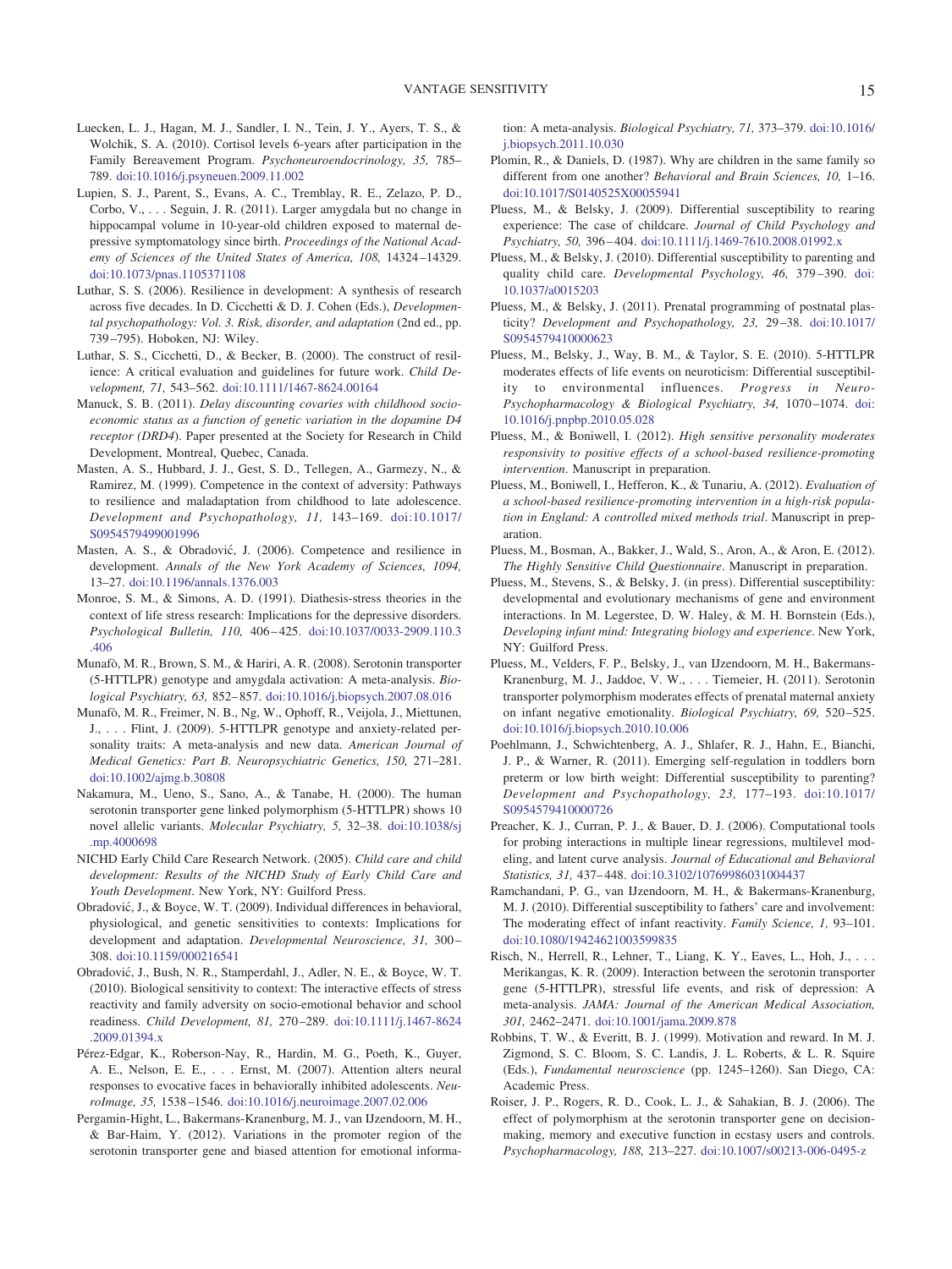Luecken, L. J., Hagan, M. J., Sandler, I. N., Tein, J. Y., Ayers, T. S., & Wolchik, S. A. (2010). Cortisol levels 6-years after participation in the Family Bereavement Program. *Psychoneuroendocrinology, 35,* 785–789. doi:10.1016/j.psyneuen.2009.11.002

Lupien, S. J., Parent, S., Evans, A. C., Tremblay, R. E., Zelazo, P. D., Corbo, V., . . . Seguin, J. R. (2011). Larger amygdala but no change in hippocampal volume in 10-year-old children exposed to maternal depressive symptomatology since birth. *Proceedings of the National Academy of Sciences of the United States of America, 108,* 14324–14329. doi:10.1073/pnas.1105371108

Luthar, S. S. (2006). Resilience in development: A synthesis of research across five decades. In D. Cicchetti & D. J. Cohen (Eds.), *Developmental psychopathology: Vol. 3. Risk, disorder, and adaptation* (2nd ed., pp. 739–795). Hoboken, NJ: Wiley.

Luthar, S. S., Cicchetti, D., & Becker, B. (2000). The construct of resilience: A critical evaluation and guidelines for future work. *Child Development, 71,* 543–562. doi:10.1111/1467-8624.00164

Manuck, S. B. (2011). *Delay discounting covaries with childhood socioeconomic status as a function of genetic variation in the dopamine D4 receptor (DRD4)*. Paper presented at the Society for Research in Child Development, Montreal, Quebec, Canada.

Masten, A. S., Hubbard, J. J., Gest, S. D., Tellegen, A., Garmezy, N., & Ramirez, M. (1999). Competence in the context of adversity: Pathways to resilience and maladaptation from childhood to late adolescence. *Development and Psychopathology, 11,* 143–169. doi:10.1017/S0954579499001996

Masten, A. S., & Obradović, J. (2006). Competence and resilience in development. *Annals of the New York Academy of Sciences, 1094,* 13–27. doi:10.1196/annals.1376.003

Monroe, S. M., & Simons, A. D. (1991). Diathesis-stress theories in the context of life stress research: Implications for the depressive disorders. *Psychological Bulletin, 110,* 406–425. doi:10.1037/0033-2909.110.3.406

Munafò, M. R., Brown, S. M., & Hariri, A. R. (2008). Serotonin transporter (5-HTTLPR) genotype and amygdala activation: A meta-analysis. *Biological Psychiatry, 63,* 852–857. doi:10.1016/j.biopsych.2007.08.016

Munafò, M. R., Freimer, N. B., Ng, W., Ophoff, R., Veijola, J., Miettunen, J., . . . Flint, J. (2009). 5-HTTLPR genotype and anxiety-related personality traits: A meta-analysis and new data. *American Journal of Medical Genetics: Part B. Neuropsychiatric Genetics, 150,* 271–281. doi:10.1002/ajmg.b.30808

Nakamura, M., Ueno, S., Sano, A., & Tanabe, H. (2000). The human serotonin transporter gene linked polymorphism (5-HTTLPR) shows 10 novel allelic variants. *Molecular Psychiatry, 5,* 32–38. doi:10.1038/sj.mp.4000698

NICHD Early Child Care Research Network. (2005). *Child care and child development: Results of the NICHD Study of Early Child Care and Youth Development*. New York, NY: Guilford Press.

Obradović, J., & Boyce, W. T. (2009). Individual differences in behavioral, physiological, and genetic sensitivities to contexts: Implications for development and adaptation. *Developmental Neuroscience, 31,* 300–308. doi:10.1159/000216541

Obradović, J., Bush, N. R., Stamperdahl, J., Adler, N. E., & Boyce, W. T. (2010). Biological sensitivity to context: The interactive effects of stress reactivity and family adversity on socio-emotional behavior and school readiness. *Child Development, 81,* 270–289. doi:10.1111/j.1467-8624.2009.01394.x

Pérez-Edgar, K., Roberson-Nay, R., Hardin, M. G., Poeth, K., Guyer, A. E., Nelson, E. E., . . . Ernst, M. (2007). Attention alters neural responses to evocative faces in behaviorally inhibited adolescents. *NeuroImage, 35,* 1538–1546. doi:10.1016/j.neuroimage.2007.02.006

Pergamin-Hight, L., Bakermans-Kranenburg, M. J., van IJzendoorn, M. H., & Bar-Haim, Y. (2012). Variations in the promoter region of the serotonin transporter gene and biased attention for emotional information: A meta-analysis. *Biological Psychiatry, 71,* 373–379. doi:10.1016/j.biopsych.2011.10.030

Plomin, R., & Daniels, D. (1987). Why are children in the same family so different from one another? *Behavioral and Brain Sciences, 10,* 1–16. doi:10.1017/S0140525X00055941

Pluess, M., & Belsky, J. (2009). Differential susceptibility to rearing experience: The case of childcare. *Journal of Child Psychology and Psychiatry, 50,* 396–404. doi:10.1111/j.1469-7610.2008.01992.x

Pluess, M., & Belsky, J. (2010). Differential susceptibility to parenting and quality child care. *Developmental Psychology, 46,* 379–390. doi:10.1037/a0015203

Pluess, M., & Belsky, J. (2011). Prenatal programming of postnatal plasticity? *Development and Psychopathology, 23,* 29–38. doi:10.1017/S0954579410000623

Pluess, M., Belsky, J., Way, B. M., & Taylor, S. E. (2010). 5-HTTLPR moderates effects of life events on neuroticism: Differential susceptibility to environmental influences. *Progress in Neuro-Psychopharmacology & Biological Psychiatry, 34,* 1070–1074. doi:10.1016/j.pnpbp.2010.05.028

Pluess, M., & Boniwell, I. (2012). *High sensitive personality moderates responsivity to positive effects of a school-based resilience-promoting intervention*. Manuscript in preparation.

Pluess, M., Boniwell, I., Hefferon, K., & Tunariu, A. (2012). *Evaluation of a school-based resilience-promoting intervention in a high-risk population in England: A controlled mixed methods trial*. Manuscript in preparation.

Pluess, M., Bosman, A., Bakker, J., Wald, S., Aron, A., & Aron, E. (2012). *The Highly Sensitive Child Questionnaire*. Manuscript in preparation.

Pluess, M., Stevens, S., & Belsky, J. (in press). Differential susceptibility: developmental and evolutionary mechanisms of gene and environment interactions. In M. Legerstee, D. W. Haley, & M. H. Bornstein (Eds.), *Developing infant mind: Integrating biology and experience*. New York, NY: Guilford Press.

Pluess, M., Velders, F. P., Belsky, J., van IJzendoorn, M. H., Bakermans-Kranenburg, M. J., Jaddoe, V. W., . . . Tiemeier, H. (2011). Serotonin transporter polymorphism moderates effects of prenatal maternal anxiety on infant negative emotionality. *Biological Psychiatry, 69,* 520–525. doi:10.1016/j.biopsych.2010.10.006

Poehlmann, J., Schwichtenberg, A. J., Shlafer, R. J., Hahn, E., Bianchi, J. P., & Warner, R. (2011). Emerging self-regulation in toddlers born preterm or low birth weight: Differential susceptibility to parenting? *Development and Psychopathology, 23,* 177–193. doi:10.1017/S0954579410000726

Preacher, K. J., Curran, P. J., & Bauer, D. J. (2006). Computational tools for probing interactions in multiple linear regressions, multilevel modeling, and latent curve analysis. *Journal of Educational and Behavioral Statistics, 31,* 437–448. doi:10.3102/10769986031004437

Ramchandani, P. G., van IJzendoorn, M. H., & Bakermans-Kranenburg, M. J. (2010). Differential susceptibility to fathers' care and involvement: The moderating effect of infant reactivity. *Family Science, 1,* 93–101. doi:10.1080/19424621003599835

Risch, N., Herrell, R., Lehner, T., Liang, K. Y., Eaves, L., Hoh, J., . . . Merikangas, K. R. (2009). Interaction between the serotonin transporter gene (5-HTTLPR), stressful life events, and risk of depression: A meta-analysis. *JAMA: Journal of the American Medical Association, 301,* 2462–2471. doi:10.1001/jama.2009.878

Robbins, T. W., & Everitt, B. J. (1999). Motivation and reward. In M. J. Zigmond, S. C. Bloom, S. C. Landis, J. L. Roberts, & L. R. Squire (Eds.), *Fundamental neuroscience* (pp. 1245–1260). San Diego, CA: Academic Press.

Roiser, J. P., Rogers, R. D., Cook, L. J., & Sahakian, B. J. (2006). The effect of polymorphism at the serotonin transporter gene on decision-making, memory and executive function in ecstasy users and controls. *Psychopharmacology, 188,* 213–227. doi:10.1007/s00213-006-0495-z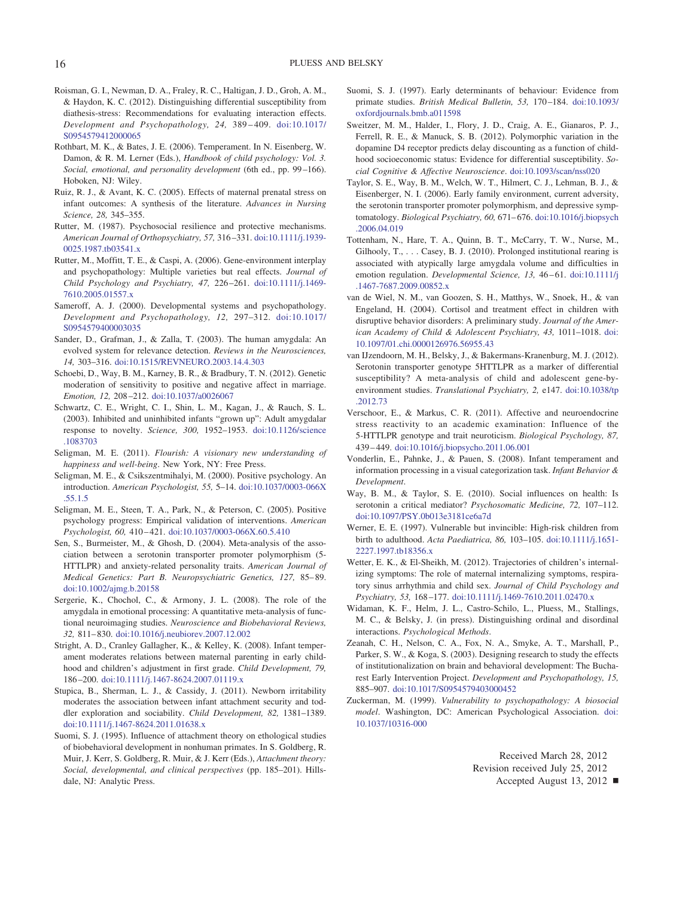Roisman, G. I., Newman, D. A., Fraley, R. C., Haltigan, J. D., Groh, A. M., & Haydon, K. C. (2012). Distinguishing differential susceptibility from diathesis-stress: Recommendations for evaluating interaction effects. *Development and Psychopathology, 24,* 389–409. doi:10.1017/S0954579412000065

Rothbart, M. K., & Bates, J. E. (2006). Temperament. In N. Eisenberg, W. Damon, & R. M. Lerner (Eds.), *Handbook of child psychology: Vol. 3. Social, emotional, and personality development* (6th ed., pp. 99–166). Hoboken, NJ: Wiley.

Ruiz, R. J., & Avant, K. C. (2005). Effects of maternal prenatal stress on infant outcomes: A synthesis of the literature. *Advances in Nursing Science, 28,* 345–355.

Rutter, M. (1987). Psychosocial resilience and protective mechanisms. *American Journal of Orthopsychiatry, 57,* 316–331. doi:10.1111/j.1939-0025.1987.tb03541.x

Rutter, M., Moffitt, T. E., & Caspi, A. (2006). Gene-environment interplay and psychopathology: Multiple varieties but real effects. *Journal of Child Psychology and Psychiatry, 47,* 226–261. doi:10.1111/j.1469-7610.2005.01557.x

Sameroff, A. J. (2000). Developmental systems and psychopathology. *Development and Psychopathology, 12,* 297–312. doi:10.1017/S0954579400003035

Sander, D., Grafman, J., & Zalla, T. (2003). The human amygdala: An evolved system for relevance detection. *Reviews in the Neurosciences, 14,* 303–316. doi:10.1515/REVNEURO.2003.14.4.303

Schoebi, D., Way, B. M., Karney, B. R., & Bradbury, T. N. (2012). Genetic moderation of sensitivity to positive and negative affect in marriage. *Emotion, 12,* 208–212. doi:10.1037/a0026067

Schwartz, C. E., Wright, C. I., Shin, L. M., Kagan, J., & Rauch, S. L. (2003). Inhibited and uninhibited infants "grown up": Adult amygdalar response to novelty. *Science, 300,* 1952–1953. doi:10.1126/science.1083703

Seligman, M. E. (2011). *Flourish: A visionary new understanding of happiness and well-being*. New York, NY: Free Press.

Seligman, M. E., & Csikszentmihalyi, M. (2000). Positive psychology. An introduction. *American Psychologist, 55,* 5–14. doi:10.1037/0003-066X.55.1.5

Seligman, M. E., Steen, T. A., Park, N., & Peterson, C. (2005). Positive psychology progress: Empirical validation of interventions. *American Psychologist, 60,* 410–421. doi:10.1037/0003-066X.60.5.410

Sen, S., Burmeister, M., & Ghosh, D. (2004). Meta-analysis of the association between a serotonin transporter promoter polymorphism (5-HTTLPR) and anxiety-related personality traits. *American Journal of Medical Genetics: Part B. Neuropsychiatric Genetics, 127,* 85–89. doi:10.1002/ajmg.b.20158

Sergerie, K., Chochol, C., & Armony, J. L. (2008). The role of the amygdala in emotional processing: A quantitative meta-analysis of functional neuroimaging studies. *Neuroscience and Biobehavioral Reviews, 32,* 811–830. doi:10.1016/j.neubiorev.2007.12.002

Stright, A. D., Cranley Gallagher, K., & Kelley, K. (2008). Infant temperament moderates relations between maternal parenting in early childhood and children's adjustment in first grade. *Child Development, 79,* 186–200. doi:10.1111/j.1467-8624.2007.01119.x

Stupica, B., Sherman, L. J., & Cassidy, J. (2011). Newborn irritability moderates the association between infant attachment security and toddler exploration and sociability. *Child Development, 82,* 1381–1389. doi:10.1111/j.1467-8624.2011.01638.x

Suomi, S. J. (1995). Influence of attachment theory on ethological studies of biobehavioral development in nonhuman primates. In S. Goldberg, R. Muir, J. Kerr, S. Goldberg, R. Muir, & J. Kerr (Eds.), *Attachment theory: Social, developmental, and clinical perspectives* (pp. 185–201). Hillsdale, NJ: Analytic Press.

Suomi, S. J. (1997). Early determinants of behaviour: Evidence from primate studies. *British Medical Bulletin, 53,* 170–184. doi:10.1093/oxfordjournals.bmb.a011598

Sweitzer, M. M., Halder, I., Flory, J. D., Craig, A. E., Gianaros, P. J., Ferrell, R. E., & Manuck, S. B. (2012). Polymorphic variation in the dopamine D4 receptor predicts delay discounting as a function of childhood socioeconomic status: Evidence for differential susceptibility. *Social Cognitive & Affective Neuroscience*. doi:10.1093/scan/nss020

Taylor, S. E., Way, B. M., Welch, W. T., Hilmert, C. J., Lehman, B. J., & Eisenberger, N. I. (2006). Early family environment, current adversity, the serotonin transporter promoter polymorphism, and depressive symptomatology. *Biological Psychiatry, 60,* 671–676. doi:10.1016/j.biopsych.2006.04.019

Tottenham, N., Hare, T. A., Quinn, B. T., McCarry, T. W., Nurse, M., Gilhooly, T., . . . Casey, B. J. (2010). Prolonged institutional rearing is associated with atypically large amygdala volume and difficulties in emotion regulation. *Developmental Science, 13,* 46–61. doi:10.1111/j.1467-7687.2009.00852.x

van de Wiel, N. M., van Goozen, S. H., Matthys, W., Snoek, H., & van Engeland, H. (2004). Cortisol and treatment effect in children with disruptive behavior disorders: A preliminary study. *Journal of the American Academy of Child & Adolescent Psychiatry, 43,* 1011–1018. doi:10.1097/01.chi.0000126976.56955.43

van IJzendoorn, M. H., Belsky, J., & Bakermans-Kranenburg, M. J. (2012). Serotonin transporter genotype 5HTTLPR as a marker of differential susceptibility? A meta-analysis of child and adolescent gene-by-environment studies. *Translational Psychiatry, 2,* e147. doi:10.1038/tp.2012.73

Verschoor, E., & Markus, C. R. (2011). Affective and neuroendocrine stress reactivity to an academic examination: Influence of the 5-HTTLPR genotype and trait neuroticism. *Biological Psychology, 87,* 439–449. doi:10.1016/j.biopsycho.2011.06.001

Vonderlin, E., Pahnke, J., & Pauen, S. (2008). Infant temperament and information processing in a visual categorization task. *Infant Behavior & Development*.

Way, B. M., & Taylor, S. E. (2010). Social influences on health: Is serotonin a critical mediator? *Psychosomatic Medicine, 72,* 107–112. doi:10.1097/PSY.0b013e3181ce6a7d

Werner, E. E. (1997). Vulnerable but invincible: High-risk children from birth to adulthood. *Acta Paediatrica, 86,* 103–105. doi:10.1111/j.1651-2227.1997.tb18356.x

Wetter, E. K., & El-Sheikh, M. (2012). Trajectories of children's internalizing symptoms: The role of maternal internalizing symptoms, respiratory sinus arrhythmia and child sex. *Journal of Child Psychology and Psychiatry, 53,* 168–177. doi:10.1111/j.1469-7610.2011.02470.x

Widaman, K. F., Helm, J. L., Castro-Schilo, L., Pluess, M., Stallings, M. C., & Belsky, J. (in press). Distinguishing ordinal and disordinal interactions. *Psychological Methods*.

Zeanah, C. H., Nelson, C. A., Fox, N. A., Smyke, A. T., Marshall, P., Parker, S. W., & Koga, S. (2003). Designing research to study the effects of institutionalization on brain and behavioral development: The Bucharest Early Intervention Project. *Development and Psychopathology, 15,* 885–907. doi:10.1017/S0954579403000452

Zuckerman, M. (1999). *Vulnerability to psychopathology: A biosocial model*. Washington, DC: American Psychological Association. doi:10.1037/10316-000

Received March 28, 2012
Revision received July 25, 2012
Accepted August 13, 2012 ■